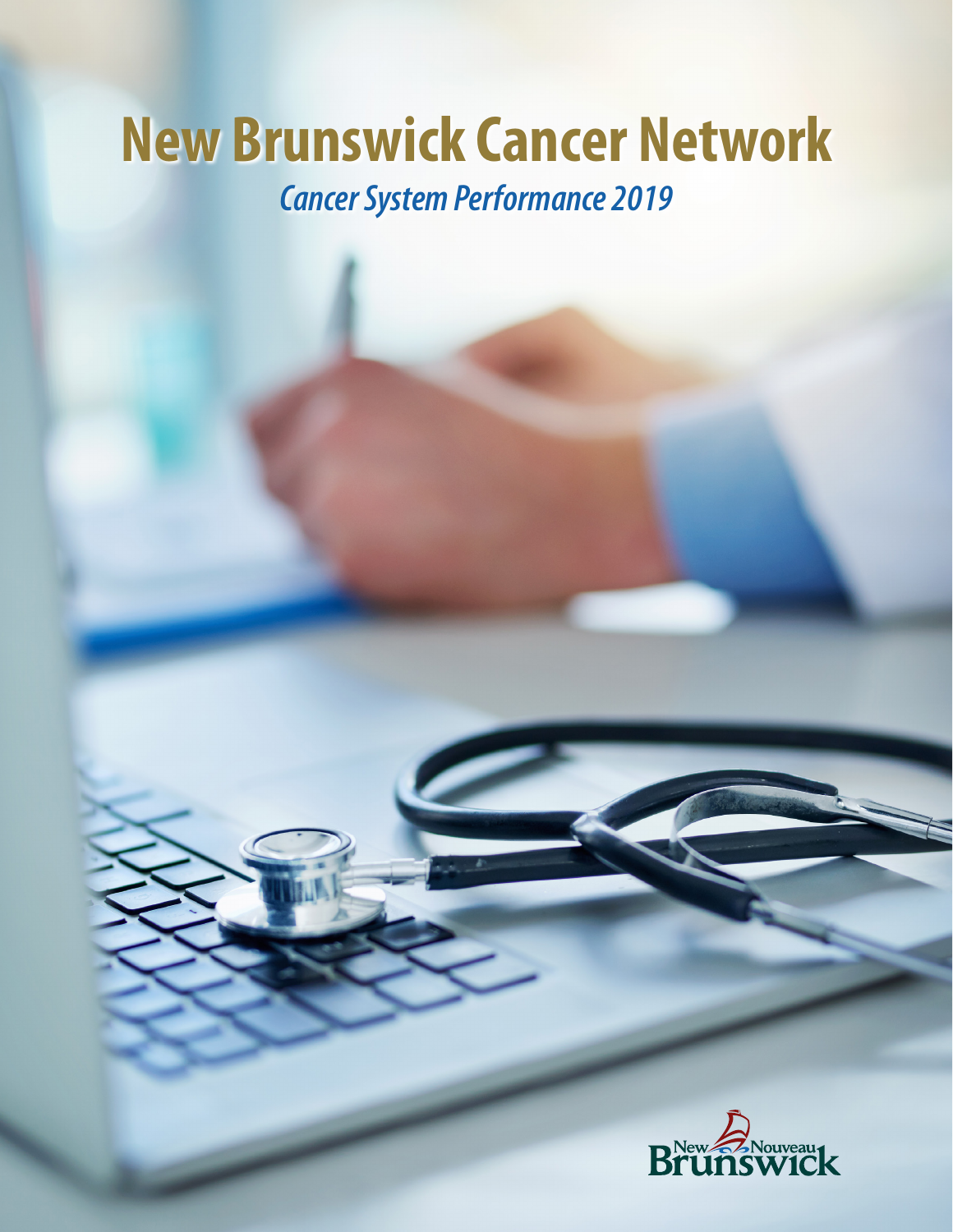# New Brunswick Cancer Network

## *Cancer System Performance 2019*

New Brunswick / Nouveau Brunswick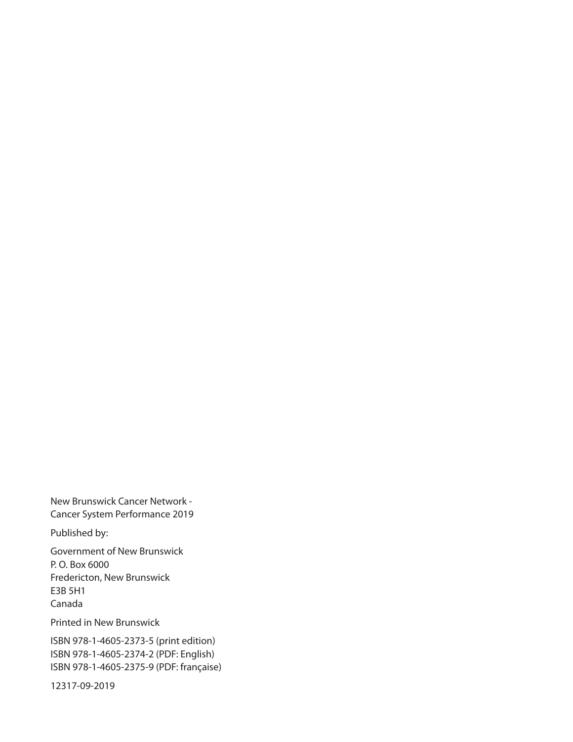New Brunswick Cancer Network -
Cancer System Performance 2019

Published by:

Government of New Brunswick
P. O. Box 6000
Fredericton, New Brunswick
E3B 5H1
Canada

Printed in New Brunswick

ISBN 978-1-4605-2373-5 (print edition)
ISBN 978-1-4605-2374-2 (PDF: English)
ISBN 978-1-4605-2375-9 (PDF: française)

12317-09-2019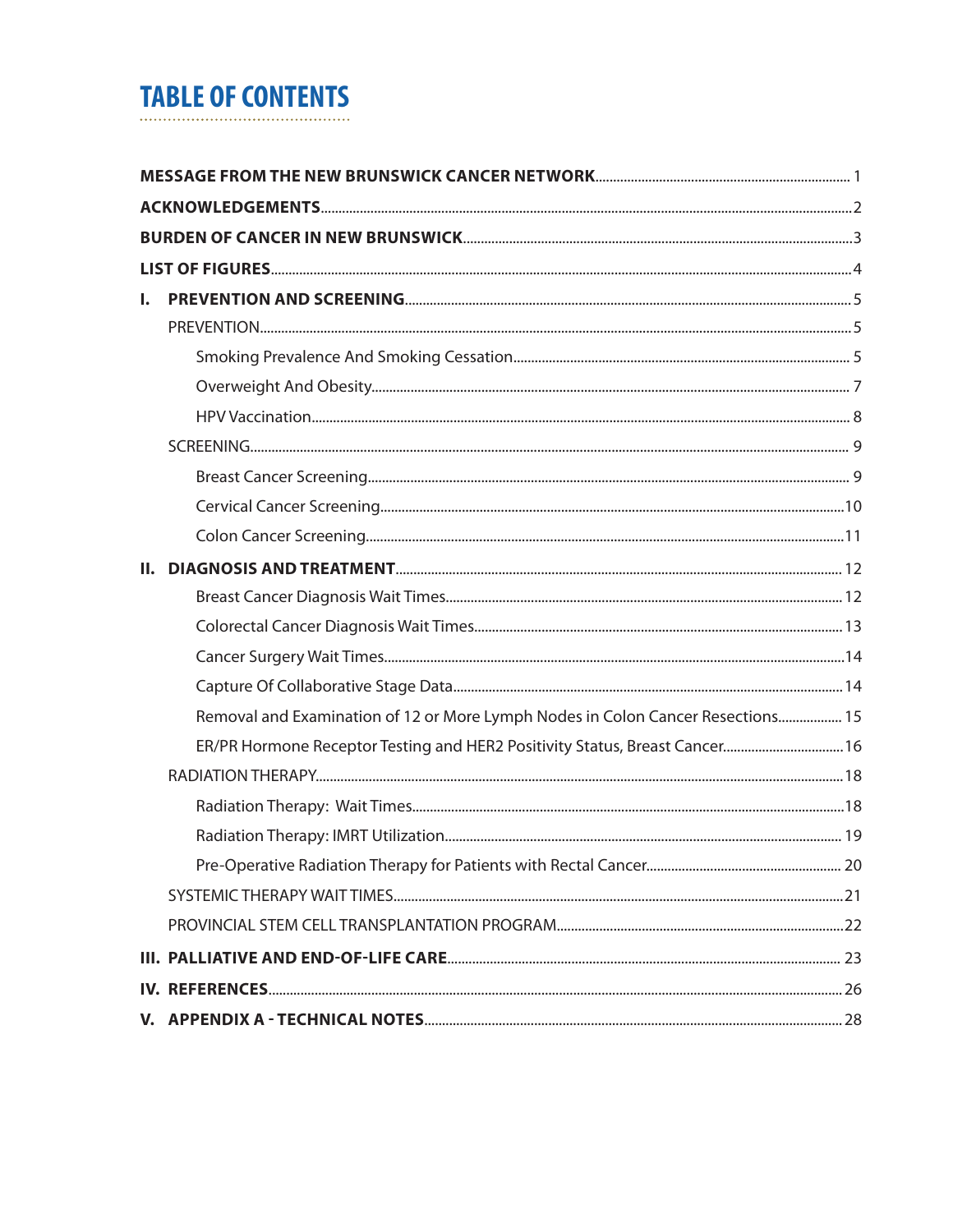# TABLE OF CONTENTS

**MESSAGE FROM THE NEW BRUNSWICK CANCER NETWORK** ........ 1

**ACKNOWLEDGEMENTS** ........ 2

**BURDEN OF CANCER IN NEW BRUNSWICK** ........ 3

**LIST OF FIGURES** ........ 4

**I. PREVENTION AND SCREENING** ........ 5

- PREVENTION ........ 5
  - Smoking Prevalence And Smoking Cessation ........ 5
  - Overweight And Obesity ........ 7
  - HPV Vaccination ........ 8
- SCREENING ........ 9
  - Breast Cancer Screening ........ 9
  - Cervical Cancer Screening ........ 10
  - Colon Cancer Screening ........ 11

**II. DIAGNOSIS AND TREATMENT** ........ 12

- Breast Cancer Diagnosis Wait Times ........ 12
- Colorectal Cancer Diagnosis Wait Times ........ 13
- Cancer Surgery Wait Times ........ 14
- Capture Of Collaborative Stage Data ........ 14
- Removal and Examination of 12 or More Lymph Nodes in Colon Cancer Resections ........ 15
- ER/PR Hormone Receptor Testing and HER2 Positivity Status, Breast Cancer ........ 16
- RADIATION THERAPY ........ 18
  - Radiation Therapy: Wait Times ........ 18
  - Radiation Therapy: IMRT Utilization ........ 19
  - Pre-Operative Radiation Therapy for Patients with Rectal Cancer ........ 20
- SYSTEMIC THERAPY WAIT TIMES ........ 21
- PROVINCIAL STEM CELL TRANSPLANTATION PROGRAM ........ 22

**III. PALLIATIVE AND END-OF-LIFE CARE** ........ 23

**IV. REFERENCES** ........ 26

**V. APPENDIX A - TECHNICAL NOTES** ........ 28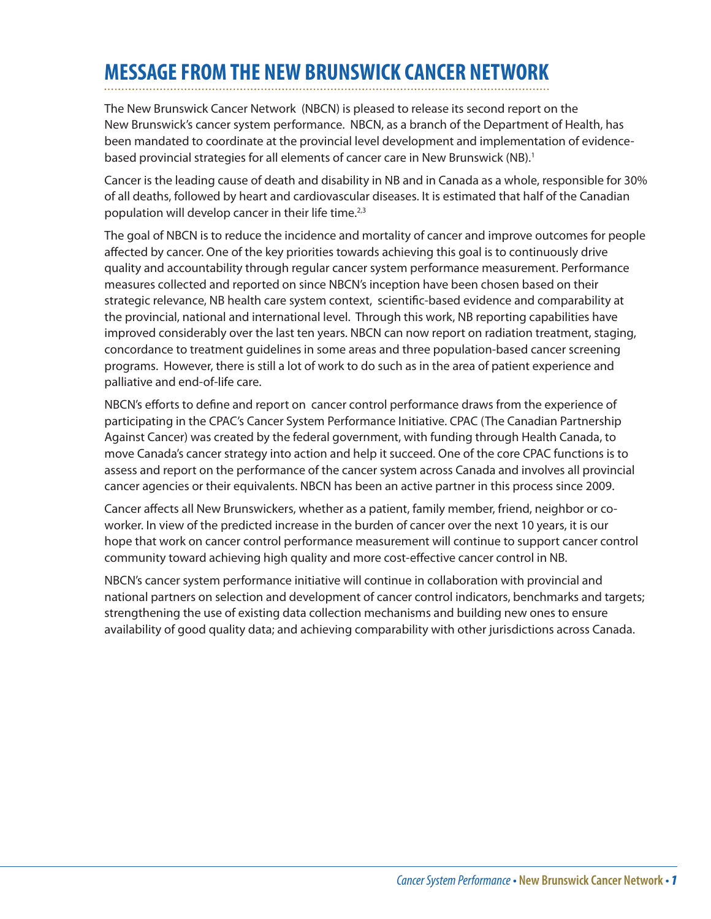# MESSAGE FROM THE NEW BRUNSWICK CANCER NETWORK

The New Brunswick Cancer Network (NBCN) is pleased to release its second report on the New Brunswick's cancer system performance. NBCN, as a branch of the Department of Health, has been mandated to coordinate at the provincial level development and implementation of evidence-based provincial strategies for all elements of cancer care in New Brunswick (NB).[1]

Cancer is the leading cause of death and disability in NB and in Canada as a whole, responsible for 30% of all deaths, followed by heart and cardiovascular diseases. It is estimated that half of the Canadian population will develop cancer in their life time.[2,3]

The goal of NBCN is to reduce the incidence and mortality of cancer and improve outcomes for people affected by cancer. One of the key priorities towards achieving this goal is to continuously drive quality and accountability through regular cancer system performance measurement. Performance measures collected and reported on since NBCN's inception have been chosen based on their strategic relevance, NB health care system context, scientific-based evidence and comparability at the provincial, national and international level. Through this work, NB reporting capabilities have improved considerably over the last ten years. NBCN can now report on radiation treatment, staging, concordance to treatment guidelines in some areas and three population-based cancer screening programs. However, there is still a lot of work to do such as in the area of patient experience and palliative and end-of-life care.

NBCN's efforts to define and report on cancer control performance draws from the experience of participating in the CPAC's Cancer System Performance Initiative. CPAC (The Canadian Partnership Against Cancer) was created by the federal government, with funding through Health Canada, to move Canada's cancer strategy into action and help it succeed. One of the core CPAC functions is to assess and report on the performance of the cancer system across Canada and involves all provincial cancer agencies or their equivalents. NBCN has been an active partner in this process since 2009.

Cancer affects all New Brunswickers, whether as a patient, family member, friend, neighbor or co-worker. In view of the predicted increase in the burden of cancer over the next 10 years, it is our hope that work on cancer control performance measurement will continue to support cancer control community toward achieving high quality and more cost-effective cancer control in NB.

NBCN's cancer system performance initiative will continue in collaboration with provincial and national partners on selection and development of cancer control indicators, benchmarks and targets; strengthening the use of existing data collection mechanisms and building new ones to ensure availability of good quality data; and achieving comparability with other jurisdictions across Canada.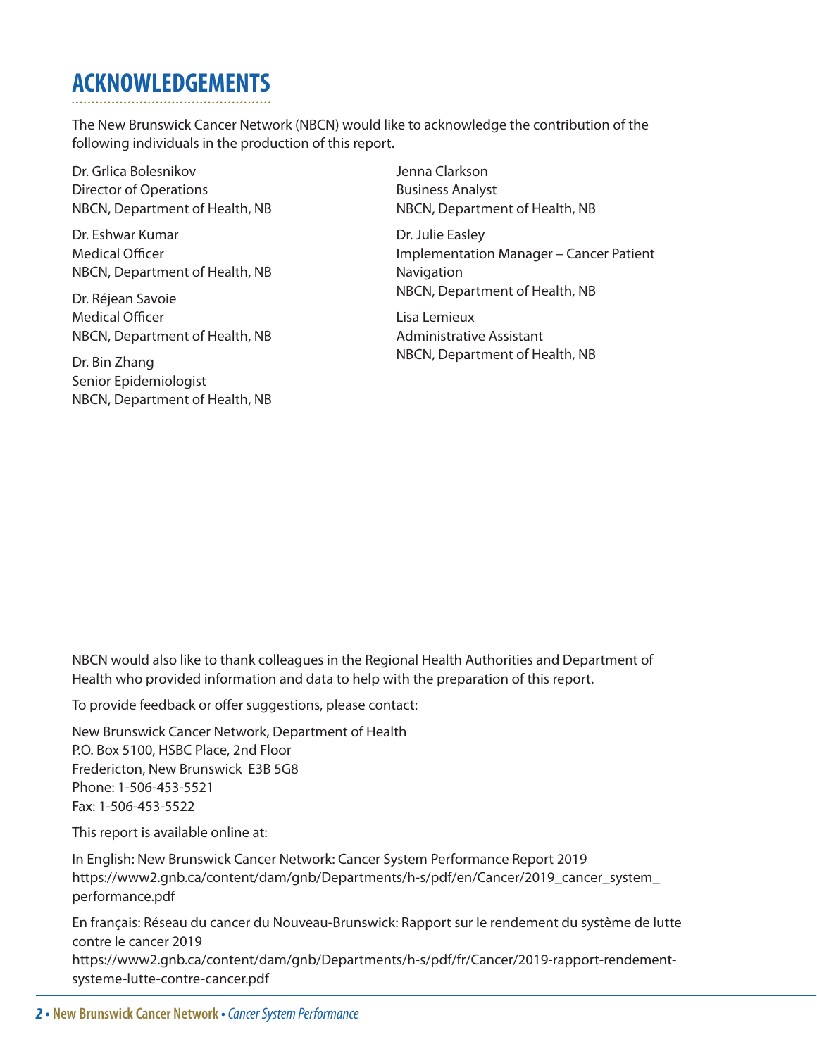# ACKNOWLEDGEMENTS

The New Brunswick Cancer Network (NBCN) would like to acknowledge the contribution of the following individuals in the production of this report.

Dr. Grlica Bolesnikov
Director of Operations
NBCN, Department of Health, NB

Dr. Eshwar Kumar
Medical Officer
NBCN, Department of Health, NB

Dr. Réjean Savoie
Medical Officer
NBCN, Department of Health, NB

Dr. Bin Zhang
Senior Epidemiologist
NBCN, Department of Health, NB

Jenna Clarkson
Business Analyst
NBCN, Department of Health, NB

Dr. Julie Easley
Implementation Manager – Cancer Patient Navigation
NBCN, Department of Health, NB

Lisa Lemieux
Administrative Assistant
NBCN, Department of Health, NB

NBCN would also like to thank colleagues in the Regional Health Authorities and Department of Health who provided information and data to help with the preparation of this report.

To provide feedback or offer suggestions, please contact:

New Brunswick Cancer Network, Department of Health
P.O. Box 5100, HSBC Place, 2nd Floor
Fredericton, New Brunswick E3B 5G8
Phone: 1-506-453-5521
Fax: 1-506-453-5522

This report is available online at:

In English: New Brunswick Cancer Network: Cancer System Performance Report 2019
https://www2.gnb.ca/content/dam/gnb/Departments/h-s/pdf/en/Cancer/2019_cancer_system_performance.pdf

En français: Réseau du cancer du Nouveau-Brunswick: Rapport sur le rendement du système de lutte contre le cancer 2019
https://www2.gnb.ca/content/dam/gnb/Departments/h-s/pdf/fr/Cancer/2019-rapport-rendement-systeme-lutte-contre-cancer.pdf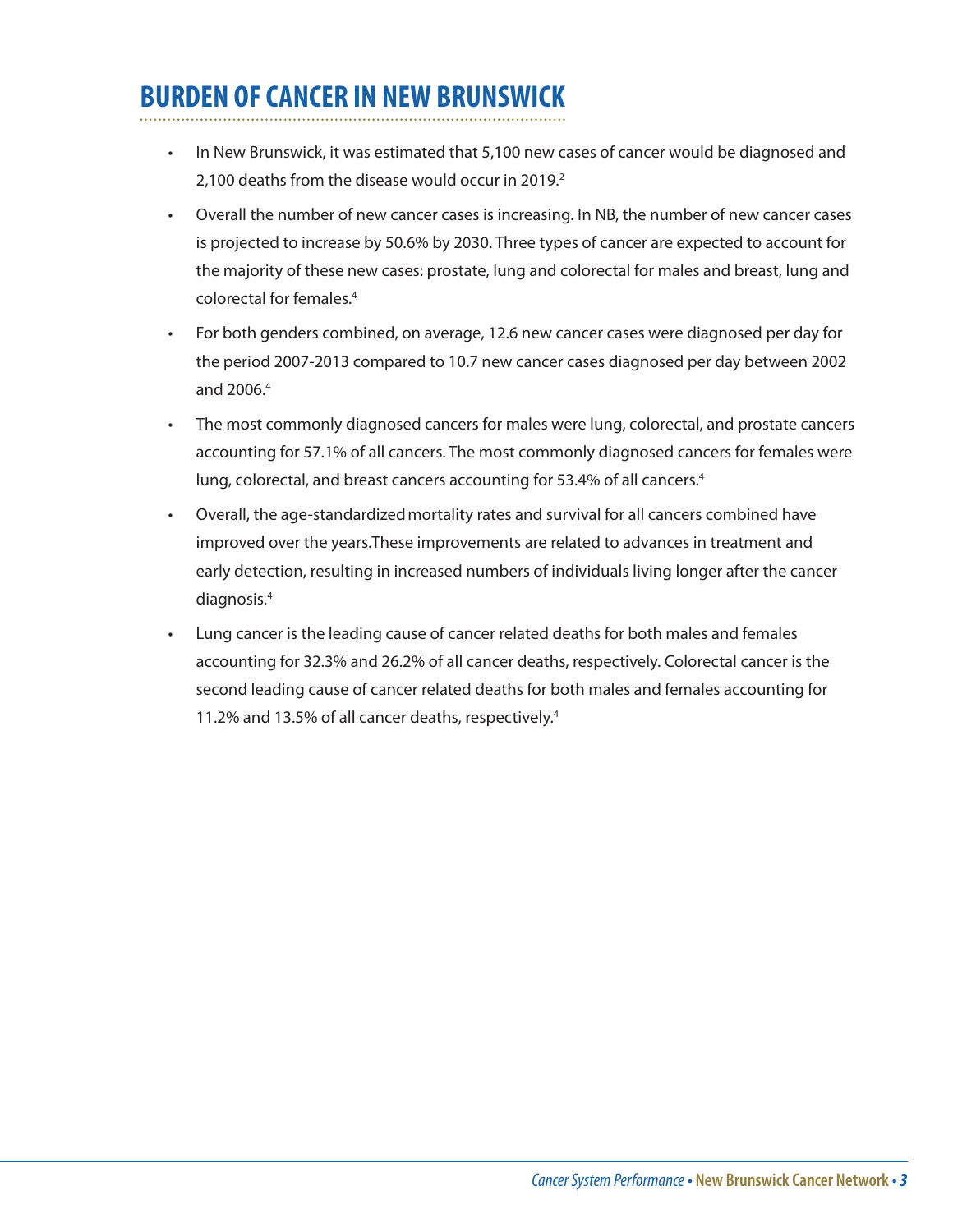## BURDEN OF CANCER IN NEW BRUNSWICK

- In New Brunswick, it was estimated that 5,100 new cases of cancer would be diagnosed and 2,100 deaths from the disease would occur in 2019.[2]
- Overall the number of new cancer cases is increasing. In NB, the number of new cancer cases is projected to increase by 50.6% by 2030. Three types of cancer are expected to account for the majority of these new cases: prostate, lung and colorectal for males and breast, lung and colorectal for females.[4]
- For both genders combined, on average, 12.6 new cancer cases were diagnosed per day for the period 2007-2013 compared to 10.7 new cancer cases diagnosed per day between 2002 and 2006.[4]
- The most commonly diagnosed cancers for males were lung, colorectal, and prostate cancers accounting for 57.1% of all cancers. The most commonly diagnosed cancers for females were lung, colorectal, and breast cancers accounting for 53.4% of all cancers.[4]
- Overall, the age-standardized mortality rates and survival for all cancers combined have improved over the years.These improvements are related to advances in treatment and early detection, resulting in increased numbers of individuals living longer after the cancer diagnosis.[4]
- Lung cancer is the leading cause of cancer related deaths for both males and females accounting for 32.3% and 26.2% of all cancer deaths, respectively. Colorectal cancer is the second leading cause of cancer related deaths for both males and females accounting for 11.2% and 13.5% of all cancer deaths, respectively.[4]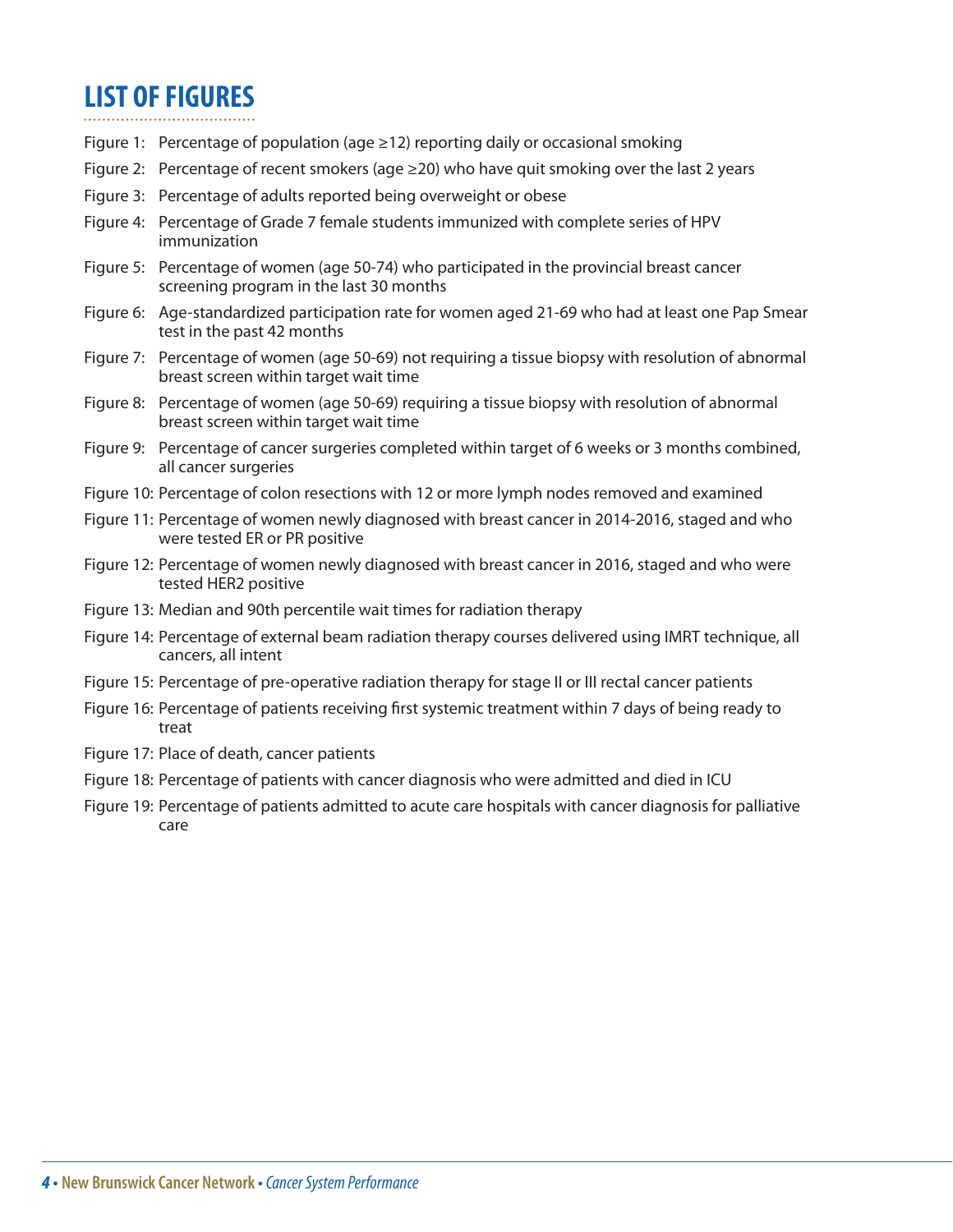# LIST OF FIGURES

Figure 1: Percentage of population (age ≥12) reporting daily or occasional smoking

Figure 2: Percentage of recent smokers (age ≥20) who have quit smoking over the last 2 years

Figure 3: Percentage of adults reported being overweight or obese

Figure 4: Percentage of Grade 7 female students immunized with complete series of HPV immunization

Figure 5: Percentage of women (age 50-74) who participated in the provincial breast cancer screening program in the last 30 months

Figure 6: Age-standardized participation rate for women aged 21-69 who had at least one Pap Smear test in the past 42 months

Figure 7: Percentage of women (age 50-69) not requiring a tissue biopsy with resolution of abnormal breast screen within target wait time

Figure 8: Percentage of women (age 50-69) requiring a tissue biopsy with resolution of abnormal breast screen within target wait time

Figure 9: Percentage of cancer surgeries completed within target of 6 weeks or 3 months combined, all cancer surgeries

Figure 10: Percentage of colon resections with 12 or more lymph nodes removed and examined

Figure 11: Percentage of women newly diagnosed with breast cancer in 2014-2016, staged and who were tested ER or PR positive

Figure 12: Percentage of women newly diagnosed with breast cancer in 2016, staged and who were tested HER2 positive

Figure 13: Median and 90th percentile wait times for radiation therapy

Figure 14: Percentage of external beam radiation therapy courses delivered using IMRT technique, all cancers, all intent

Figure 15: Percentage of pre-operative radiation therapy for stage II or III rectal cancer patients

Figure 16: Percentage of patients receiving first systemic treatment within 7 days of being ready to treat

Figure 17: Place of death, cancer patients

Figure 18: Percentage of patients with cancer diagnosis who were admitted and died in ICU

Figure 19: Percentage of patients admitted to acute care hospitals with cancer diagnosis for palliative care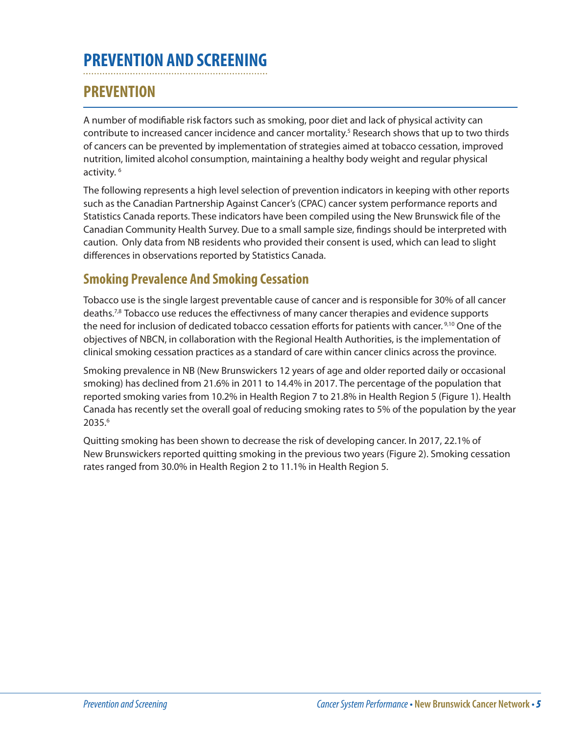# PREVENTION AND SCREENING

## PREVENTION

A number of modifiable risk factors such as smoking, poor diet and lack of physical activity can contribute to increased cancer incidence and cancer mortality.[5] Research shows that up to two thirds of cancers can be prevented by implementation of strategies aimed at tobacco cessation, improved nutrition, limited alcohol consumption, maintaining a healthy body weight and regular physical activity.[6]

The following represents a high level selection of prevention indicators in keeping with other reports such as the Canadian Partnership Against Cancer's (CPAC) cancer system performance reports and Statistics Canada reports. These indicators have been compiled using the New Brunswick file of the Canadian Community Health Survey. Due to a small sample size, findings should be interpreted with caution. Only data from NB residents who provided their consent is used, which can lead to slight differences in observations reported by Statistics Canada.

### Smoking Prevalence And Smoking Cessation

Tobacco use is the single largest preventable cause of cancer and is responsible for 30% of all cancer deaths.[7,8] Tobacco use reduces the effectivness of many cancer therapies and evidence supports the need for inclusion of dedicated tobacco cessation efforts for patients with cancer.[9,10] One of the objectives of NBCN, in collaboration with the Regional Health Authorities, is the implementation of clinical smoking cessation practices as a standard of care within cancer clinics across the province.

Smoking prevalence in NB (New Brunswickers 12 years of age and older reported daily or occasional smoking) has declined from 21.6% in 2011 to 14.4% in 2017. The percentage of the population that reported smoking varies from 10.2% in Health Region 7 to 21.8% in Health Region 5 (Figure 1). Health Canada has recently set the overall goal of reducing smoking rates to 5% of the population by the year 2035.[6]

Quitting smoking has been shown to decrease the risk of developing cancer. In 2017, 22.1% of New Brunswickers reported quitting smoking in the previous two years (Figure 2). Smoking cessation rates ranged from 30.0% in Health Region 2 to 11.1% in Health Region 5.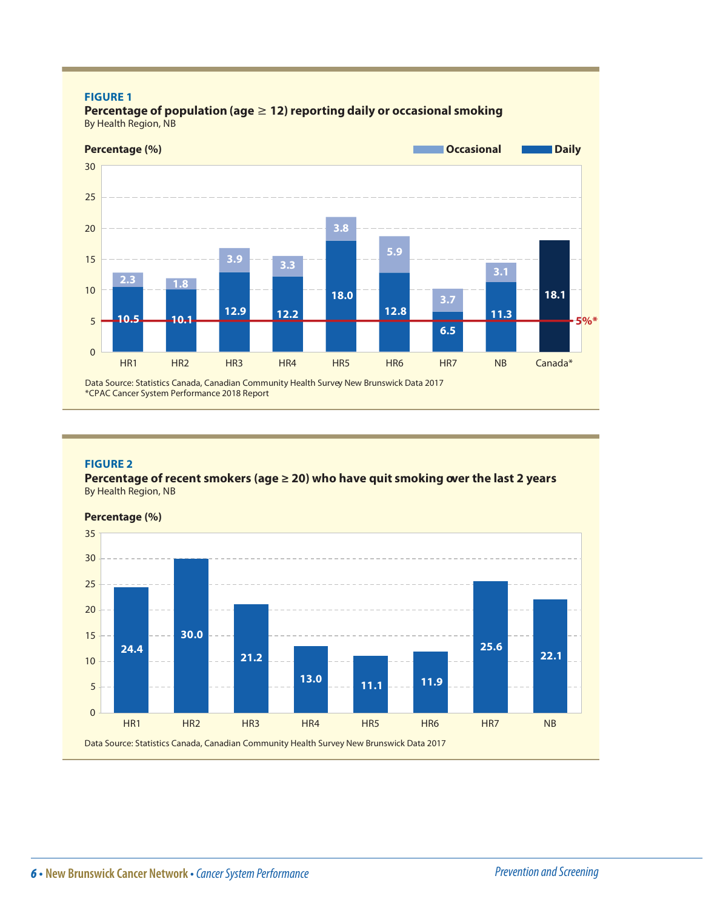**FIGURE 1**

**Percentage of population (age ≥ 12) reporting daily or occasional smoking**
By Health Region, NB

Percentage (%)

| Region | Daily | Occasional |
|---|---|---|
| HR1 | 10.5 | 2.3 |
| HR2 | 10.1 | 1.8 |
| HR3 | 12.9 | 3.9 |
| HR4 | 12.2 | 3.3 |
| HR5 | 18.0 | 3.8 |
| HR6 | 12.8 | 5.9 |
| HR7 | 6.5 | 3.7 |
| NB | 11.3 | 3.1 |
| Canada* | 18.1 | |

Target line: 5%*

Data Source: Statistics Canada, Canadian Community Health Survey New Brunswick Data 2017
*CPAC Cancer System Performance 2018 Report

**FIGURE 2**

**Percentage of recent smokers (age ≥ 20) who have quit smoking over the last 2 years**
By Health Region, NB

Percentage (%)

| Region | Percentage (%) |
|---|---|
| HR1 | 24.4 |
| HR2 | 30.0 |
| HR3 | 21.2 |
| HR4 | 13.0 |
| HR5 | 11.1 |
| HR6 | 11.9 |
| HR7 | 25.6 |
| NB | 22.1 |

Data Source: Statistics Canada, Canadian Community Health Survey New Brunswick Data 2017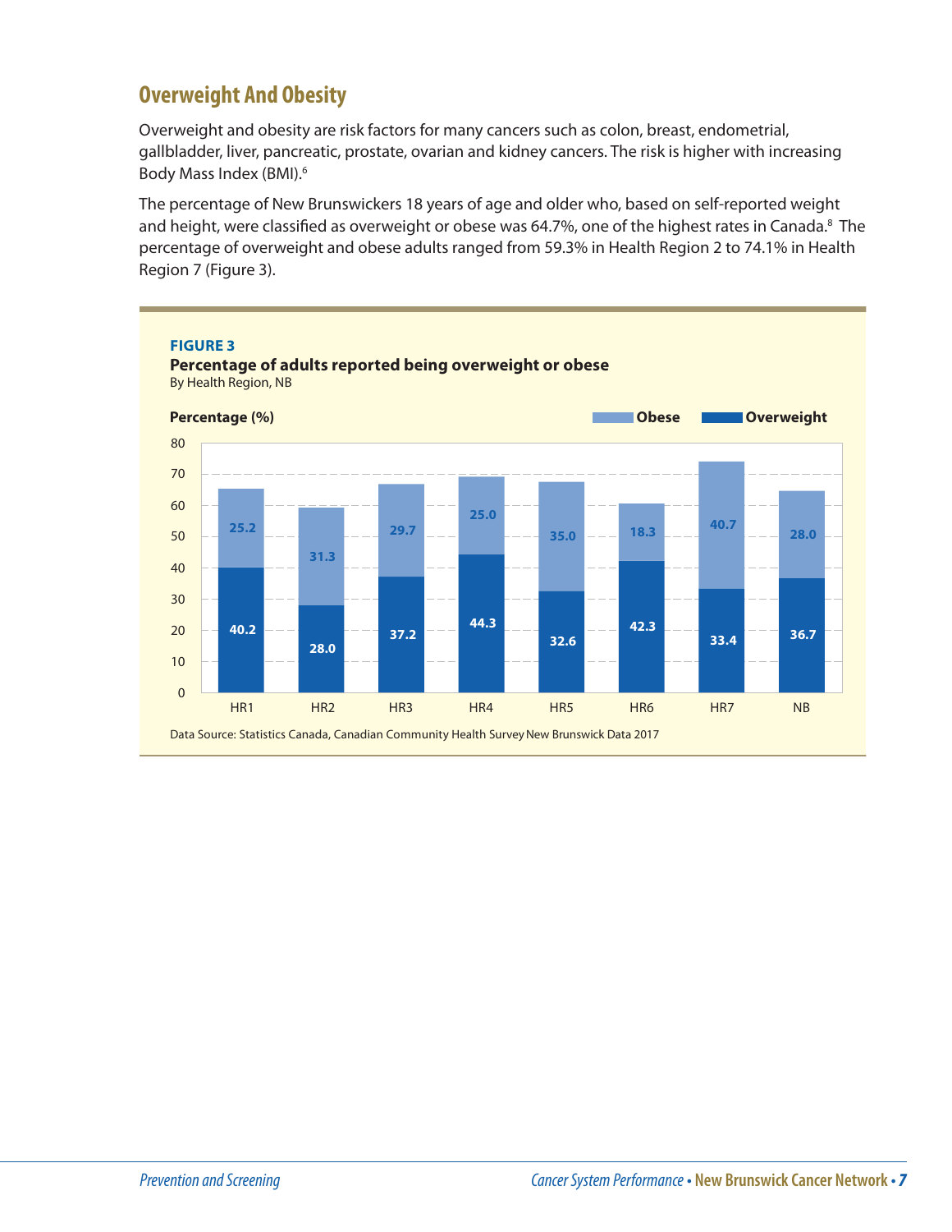## Overweight And Obesity

Overweight and obesity are risk factors for many cancers such as colon, breast, endometrial, gallbladder, liver, pancreatic, prostate, ovarian and kidney cancers. The risk is higher with increasing Body Mass Index (BMI).[6]

The percentage of New Brunswickers 18 years of age and older who, based on self-reported weight and height, were classified as overweight or obese was 64.7%, one of the highest rates in Canada.[8] The percentage of overweight and obese adults ranged from 59.3% in Health Region 2 to 74.1% in Health Region 7 (Figure 3).

**FIGURE 3**

**Percentage of adults reported being overweight or obese**

By Health Region, NB

| Percentage (%) | HR1 | HR2 | HR3 | HR4 | HR5 | HR6 | HR7 | NB |
|---|---|---|---|---|---|---|---|---|
| Obese | 25.2 | 31.3 | 29.7 | 25.0 | 35.0 | 18.3 | 40.7 | 28.0 |
| Overweight | 40.2 | 28.0 | 37.2 | 44.3 | 32.6 | 42.3 | 33.4 | 36.7 |

Data Source: Statistics Canada, Canadian Community Health Survey New Brunswick Data 2017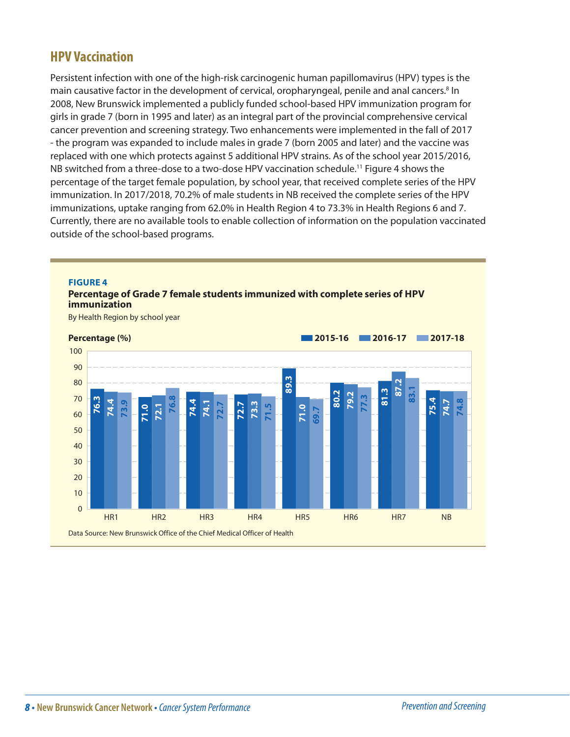## HPV Vaccination

Persistent infection with one of the high-risk carcinogenic human papillomavirus (HPV) types is the main causative factor in the development of cervical, oropharyngeal, penile and anal cancers.[8] In 2008, New Brunswick implemented a publicly funded school-based HPV immunization program for girls in grade 7 (born in 1995 and later) as an integral part of the provincial comprehensive cervical cancer prevention and screening strategy. Two enhancements were implemented in the fall of 2017 - the program was expanded to include males in grade 7 (born 2005 and later) and the vaccine was replaced with one which protects against 5 additional HPV strains. As of the school year 2015/2016, NB switched from a three-dose to a two-dose HPV vaccination schedule.[11] Figure 4 shows the percentage of the target female population, by school year, that received complete series of the HPV immunization. In 2017/2018, 70.2% of male students in NB received the complete series of the HPV immunizations, uptake ranging from 62.0% in Health Region 4 to 73.3% in Health Regions 6 and 7. Currently, there are no available tools to enable collection of information on the population vaccinated outside of the school-based programs.

**FIGURE 4**

**Percentage of Grade 7 female students immunized with complete series of HPV immunization**

By Health Region by school year

Percentage (%)

| | 2015-16 | 2016-17 | 2017-18 |
|---|---|---|---|
| HR1 | 76.3 | 74.4 | 73.9 |
| HR2 | 71.0 | 72.1 | 76.8 |
| HR3 | 74.4 | 74.1 | 72.7 |
| HR4 | 72.7 | 73.3 | 71.5 |
| HR5 | 89.3 | 71.0 | 69.7 |
| HR6 | 80.2 | 79.2 | 77.3 |
| HR7 | 81.3 | 87.2 | 83.1 |
| NB | 75.4 | 74.7 | 74.8 |

Data Source: New Brunswick Office of the Chief Medical Officer of Health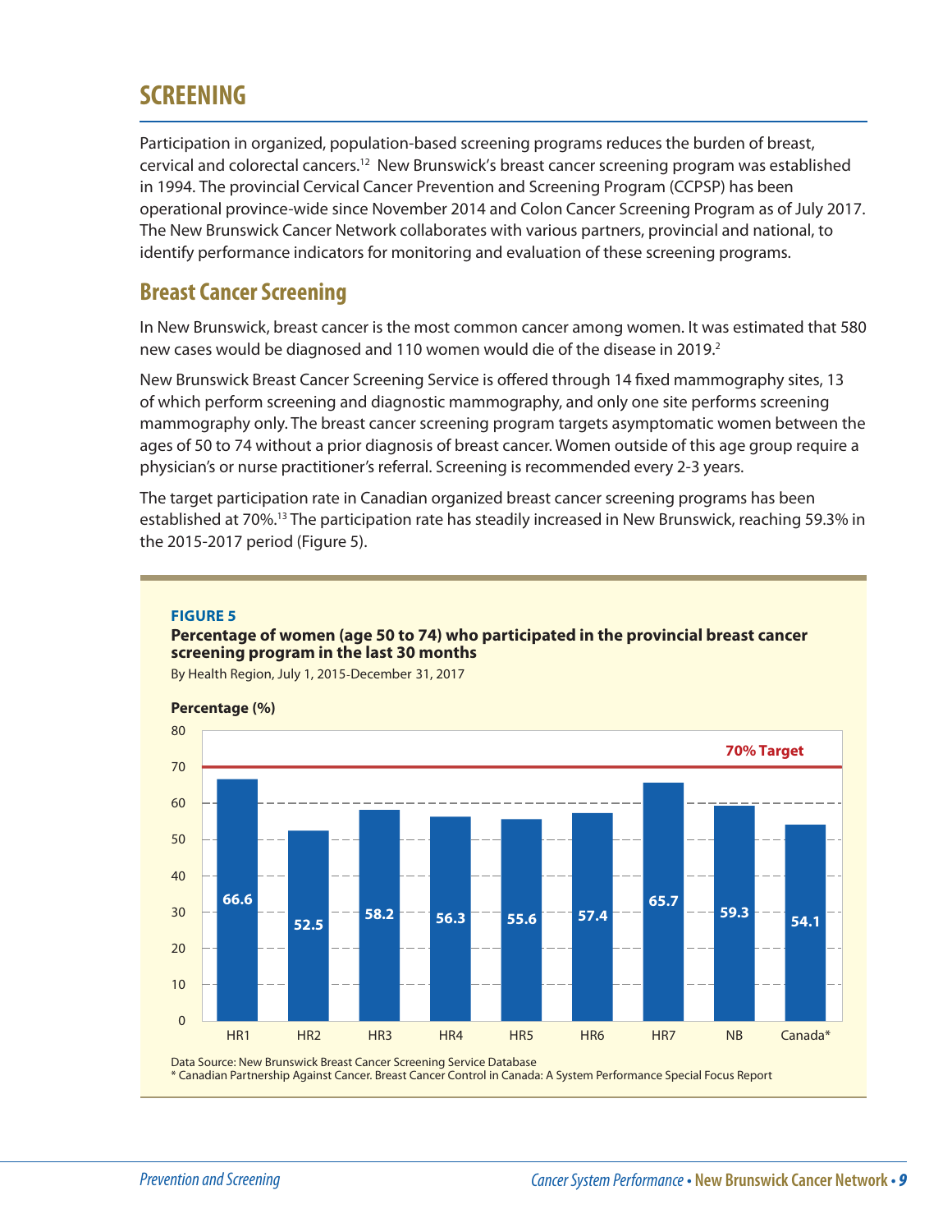# SCREENING

Participation in organized, population-based screening programs reduces the burden of breast, cervical and colorectal cancers.[12] New Brunswick's breast cancer screening program was established in 1994. The provincial Cervical Cancer Prevention and Screening Program (CCPSP) has been operational province-wide since November 2014 and Colon Cancer Screening Program as of July 2017. The New Brunswick Cancer Network collaborates with various partners, provincial and national, to identify performance indicators for monitoring and evaluation of these screening programs.

## Breast Cancer Screening

In New Brunswick, breast cancer is the most common cancer among women. It was estimated that 580 new cases would be diagnosed and 110 women would die of the disease in 2019.[2]

New Brunswick Breast Cancer Screening Service is offered through 14 fixed mammography sites, 13 of which perform screening and diagnostic mammography, and only one site performs screening mammography only. The breast cancer screening program targets asymptomatic women between the ages of 50 to 74 without a prior diagnosis of breast cancer. Women outside of this age group require a physician's or nurse practitioner's referral. Screening is recommended every 2-3 years.

The target participation rate in Canadian organized breast cancer screening programs has been established at 70%.[13] The participation rate has steadily increased in New Brunswick, reaching 59.3% in the 2015-2017 period (Figure 5).

**FIGURE 5**

**Percentage of women (age 50 to 74) who participated in the provincial breast cancer screening program in the last 30 months**

By Health Region, July 1, 2015-December 31, 2017

| Region | Percentage (%) |
|---|---|
| HR1 | 66.6 |
| HR2 | 52.5 |
| HR3 | 58.2 |
| HR4 | 56.3 |
| HR5 | 55.6 |
| HR6 | 57.4 |
| HR7 | 65.7 |
| NB | 59.3 |
| Canada* | 54.1 |

70% Target

Data Source: New Brunswick Breast Cancer Screening Service Database
\* Canadian Partnership Against Cancer. Breast Cancer Control in Canada: A System Performance Special Focus Report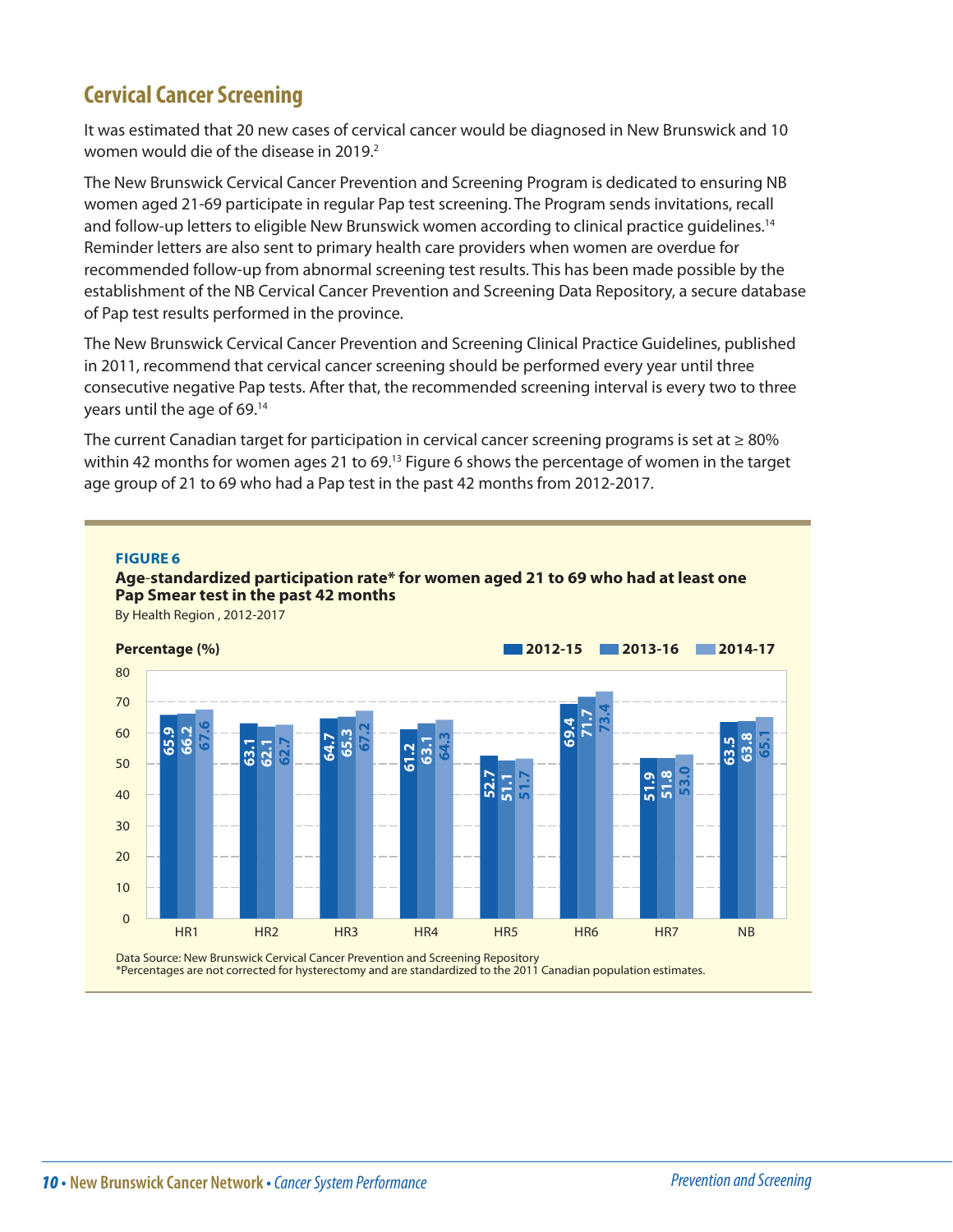## Cervical Cancer Screening

It was estimated that 20 new cases of cervical cancer would be diagnosed in New Brunswick and 10 women would die of the disease in 2019.[2]

The New Brunswick Cervical Cancer Prevention and Screening Program is dedicated to ensuring NB women aged 21-69 participate in regular Pap test screening. The Program sends invitations, recall and follow-up letters to eligible New Brunswick women according to clinical practice guidelines.[14] Reminder letters are also sent to primary health care providers when women are overdue for recommended follow-up from abnormal screening test results. This has been made possible by the establishment of the NB Cervical Cancer Prevention and Screening Data Repository, a secure database of Pap test results performed in the province.

The New Brunswick Cervical Cancer Prevention and Screening Clinical Practice Guidelines, published in 2011, recommend that cervical cancer screening should be performed every year until three consecutive negative Pap tests. After that, the recommended screening interval is every two to three years until the age of 69.[14]

The current Canadian target for participation in cervical cancer screening programs is set at ≥ 80% within 42 months for women ages 21 to 69.[13] Figure 6 shows the percentage of women in the target age group of 21 to 69 who had a Pap test in the past 42 months from 2012-2017.

**FIGURE 6**

**Age-standardized participation rate\* for women aged 21 to 69 who had at least one Pap Smear test in the past 42 months**

By Health Region , 2012-2017

Percentage (%)

| Region | 2012-15 | 2013-16 | 2014-17 |
|---|---|---|---|
| HR1 | 65.9 | 66.2 | 67.6 |
| HR2 | 63.1 | 62.1 | 62.7 |
| HR3 | 64.7 | 65.3 | 67.2 |
| HR4 | 61.2 | 63.1 | 64.3 |
| HR5 | 52.7 | 51.1 | 51.7 |
| HR6 | 69.4 | 71.7 | 73.4 |
| HR7 | 51.9 | 51.8 | 53.0 |
| NB | 63.5 | 63.8 | 65.1 |

Data Source: New Brunswick Cervical Cancer Prevention and Screening Repository
*Percentages are not corrected for hysterectomy and are standardized to the 2011 Canadian population estimates.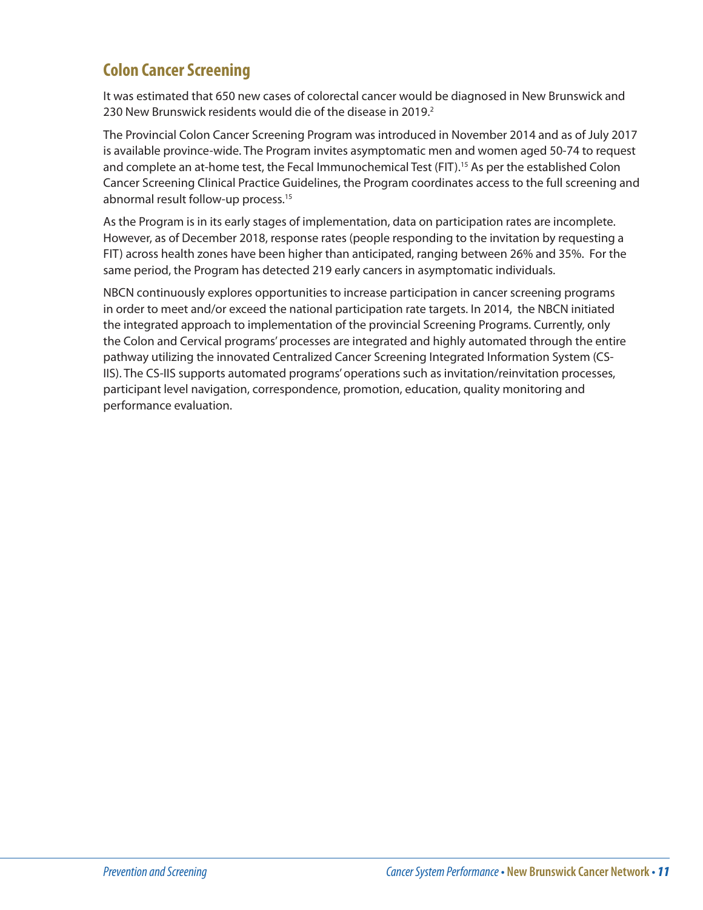## Colon Cancer Screening

It was estimated that 650 new cases of colorectal cancer would be diagnosed in New Brunswick and 230 New Brunswick residents would die of the disease in 2019.[2]

The Provincial Colon Cancer Screening Program was introduced in November 2014 and as of July 2017 is available province-wide. The Program invites asymptomatic men and women aged 50-74 to request and complete an at-home test, the Fecal Immunochemical Test (FIT).[15] As per the established Colon Cancer Screening Clinical Practice Guidelines, the Program coordinates access to the full screening and abnormal result follow-up process.[15]

As the Program is in its early stages of implementation, data on participation rates are incomplete. However, as of December 2018, response rates (people responding to the invitation by requesting a FIT) across health zones have been higher than anticipated, ranging between 26% and 35%. For the same period, the Program has detected 219 early cancers in asymptomatic individuals.

NBCN continuously explores opportunities to increase participation in cancer screening programs in order to meet and/or exceed the national participation rate targets. In 2014, the NBCN initiated the integrated approach to implementation of the provincial Screening Programs. Currently, only the Colon and Cervical programs' processes are integrated and highly automated through the entire pathway utilizing the innovated Centralized Cancer Screening Integrated Information System (CS-IIS). The CS-IIS supports automated programs' operations such as invitation/reinvitation processes, participant level navigation, correspondence, promotion, education, quality monitoring and performance evaluation.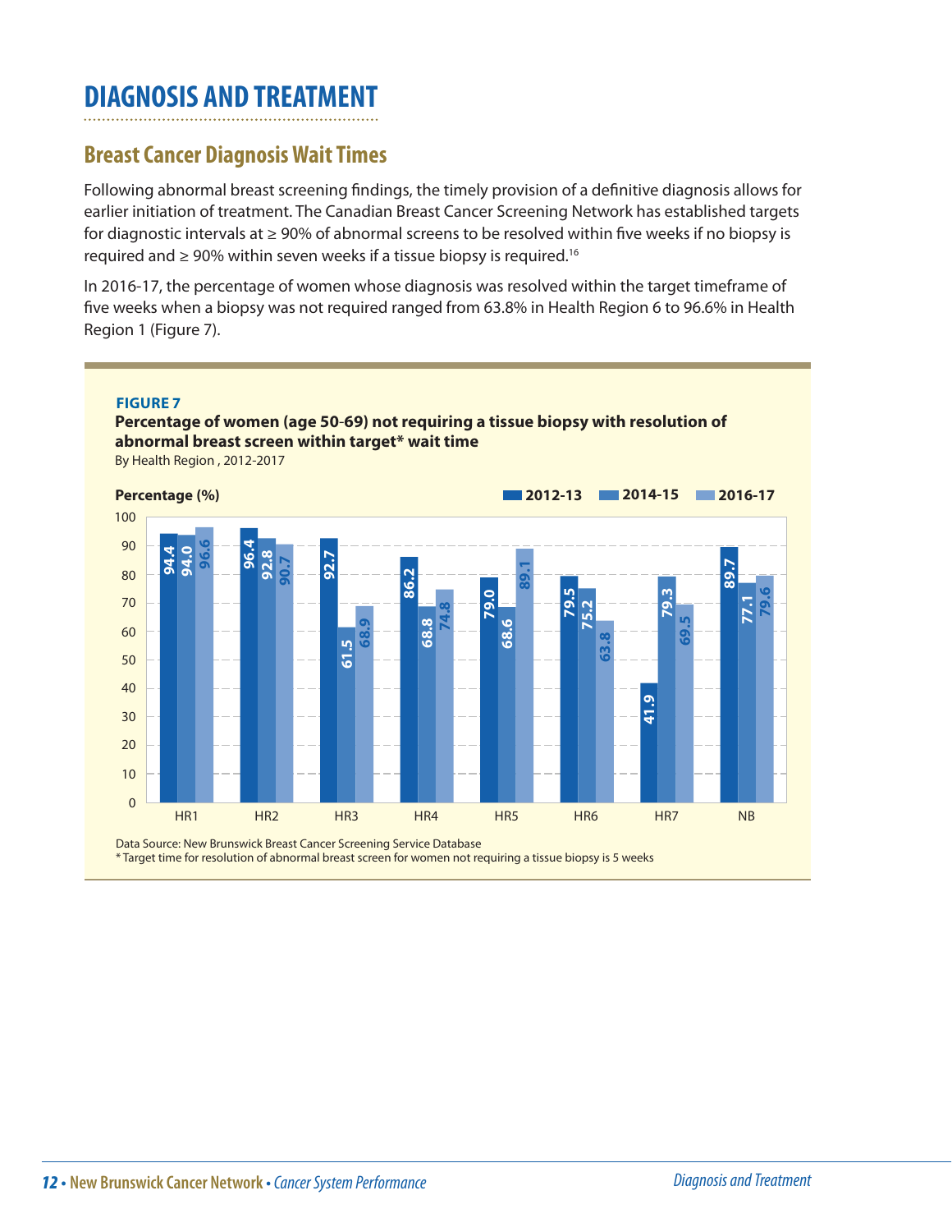# DIAGNOSIS AND TREATMENT

## Breast Cancer Diagnosis Wait Times

Following abnormal breast screening findings, the timely provision of a definitive diagnosis allows for earlier initiation of treatment. The Canadian Breast Cancer Screening Network has established targets for diagnostic intervals at ≥ 90% of abnormal screens to be resolved within five weeks if no biopsy is required and ≥ 90% within seven weeks if a tissue biopsy is required.[16]

In 2016-17, the percentage of women whose diagnosis was resolved within the target timeframe of five weeks when a biopsy was not required ranged from 63.8% in Health Region 6 to 96.6% in Health Region 1 (Figure 7).

**FIGURE 7**

**Percentage of women (age 50-69) not requiring a tissue biopsy with resolution of abnormal breast screen within target* wait time**

By Health Region , 2012-2017

| Percentage (%) | 2012-13 | 2014-15 | 2016-17 |
|---|---|---|---|
| HR1 | 94.4 | 94.0 | 96.6 |
| HR2 | 96.4 | 92.8 | 90.7 |
| HR3 | 92.7 | 61.5 | 68.9 |
| HR4 | 86.2 | 68.8 | 74.8 |
| HR5 | 79.0 | 68.6 | 89.1 |
| HR6 | 79.5 | 75.2 | 63.8 |
| HR7 | 41.9 | 79.3 | 69.5 |
| NB | 89.7 | 77.1 | 79.6 |

Data Source: New Brunswick Breast Cancer Screening Service Database

* Target time for resolution of abnormal breast screen for women not requiring a tissue biopsy is 5 weeks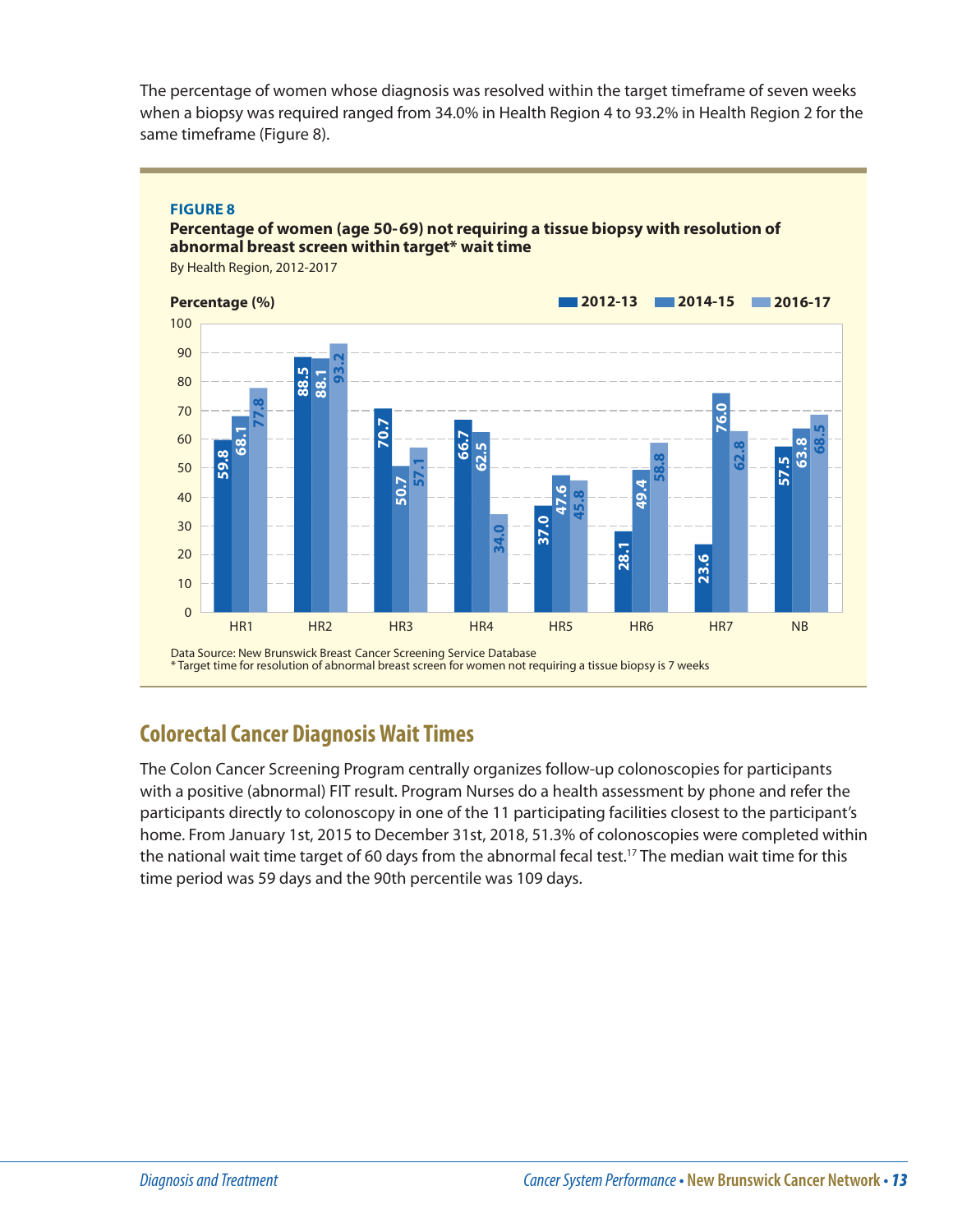The percentage of women whose diagnosis was resolved within the target timeframe of seven weeks when a biopsy was required ranged from 34.0% in Health Region 4 to 93.2% in Health Region 2 for the same timeframe (Figure 8).

**FIGURE 8**

**Percentage of women (age 50-69) not requiring a tissue biopsy with resolution of abnormal breast screen within target* wait time**

By Health Region, 2012-2017

| Region | 2012-13 | 2014-15 | 2016-17 |
|---|---|---|---|
| HR1 | 59.8 | 68.1 | 77.8 |
| HR2 | 88.5 | 88.1 | 93.2 |
| HR3 | 70.7 | 50.7 | 57.1 |
| HR4 | 66.7 | 62.5 | 34.0 |
| HR5 | 37.0 | 47.6 | 45.8 |
| HR6 | 28.1 | 49.4 | 58.8 |
| HR7 | 23.6 | 76.0 | 62.8 |
| NB | 57.5 | 63.8 | 68.5 |

Data Source: New Brunswick Breast Cancer Screening Service Database

* Target time for resolution of abnormal breast screen for women not requiring a tissue biopsy is 7 weeks

## Colorectal Cancer Diagnosis Wait Times

The Colon Cancer Screening Program centrally organizes follow-up colonoscopies for participants with a positive (abnormal) FIT result. Program Nurses do a health assessment by phone and refer the participants directly to colonoscopy in one of the 11 participating facilities closest to the participant's home. From January 1st, 2015 to December 31st, 2018, 51.3% of colonoscopies were completed within the national wait time target of 60 days from the abnormal fecal test.[17] The median wait time for this time period was 59 days and the 90th percentile was 109 days.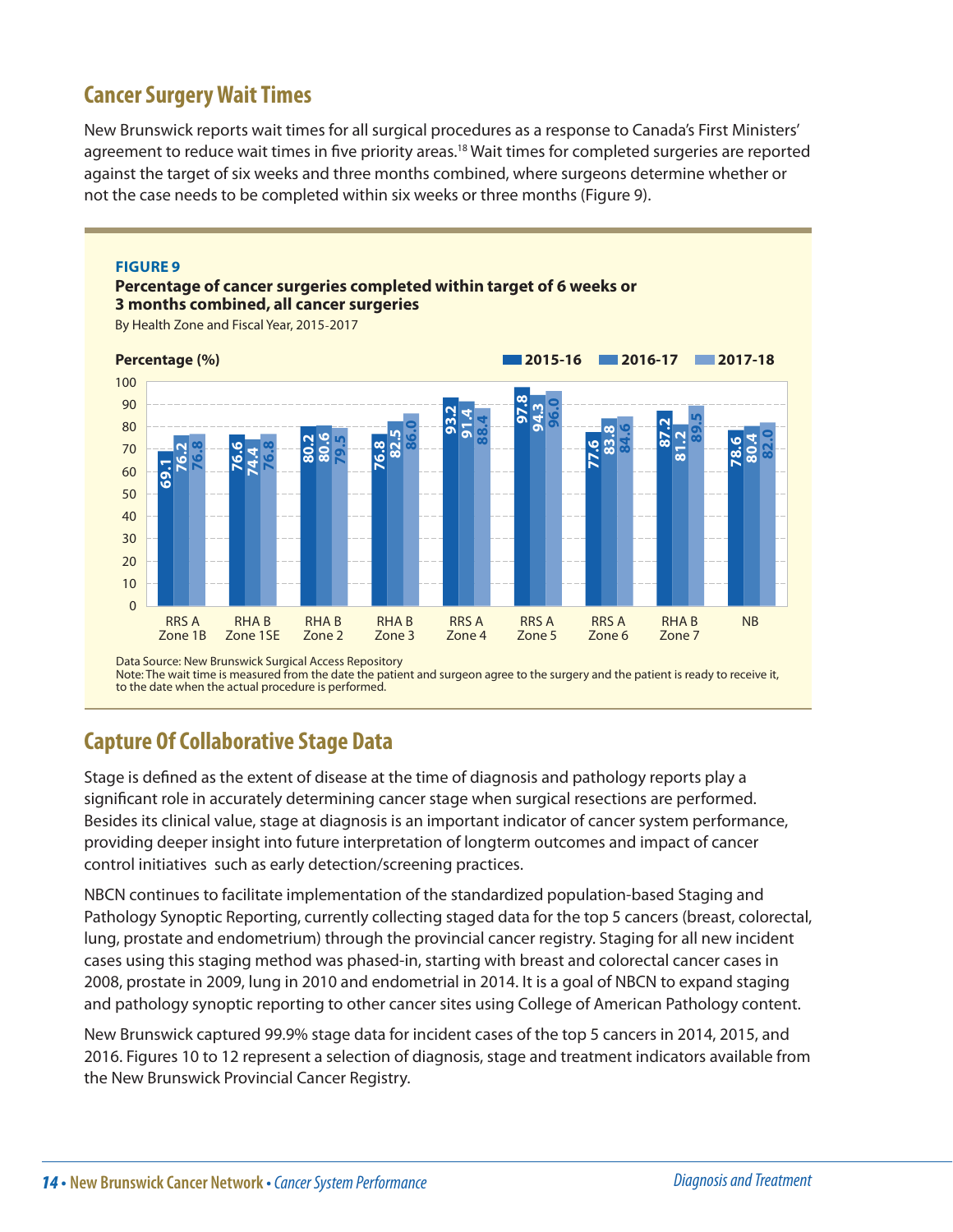## Cancer Surgery Wait Times

New Brunswick reports wait times for all surgical procedures as a response to Canada's First Ministers' agreement to reduce wait times in five priority areas.[18] Wait times for completed surgeries are reported against the target of six weeks and three months combined, where surgeons determine whether or not the case needs to be completed within six weeks or three months (Figure 9).

**FIGURE 9**

**Percentage of cancer surgeries completed within target of 6 weeks or 3 months combined, all cancer surgeries**

By Health Zone and Fiscal Year, 2015-2017

| Health Zone | 2015-16 | 2016-17 | 2017-18 |
|---|---|---|---|
| RRS A Zone 1B | 69.1 | 76.2 | 76.8 |
| RHA B Zone 1SE | 76.6 | 74.4 | 76.8 |
| RHA B Zone 2 | 80.2 | 80.6 | 79.5 |
| RHA B Zone 3 | 76.8 | 82.5 | 86.0 |
| RRS A Zone 4 | 93.2 | 91.4 | 88.4 |
| RRS A Zone 5 | 97.8 | 94.3 | 96.0 |
| RRS A Zone 6 | 77.6 | 83.8 | 84.6 |
| RHA B Zone 7 | 87.2 | 81.2 | 89.5 |
| NB | 78.6 | 80.4 | 82.0 |

Data Source: New Brunswick Surgical Access Repository

Note: The wait time is measured from the date the patient and surgeon agree to the surgery and the patient is ready to receive it, to the date when the actual procedure is performed.

## Capture Of Collaborative Stage Data

Stage is defined as the extent of disease at the time of diagnosis and pathology reports play a significant role in accurately determining cancer stage when surgical resections are performed. Besides its clinical value, stage at diagnosis is an important indicator of cancer system performance, providing deeper insight into future interpretation of longterm outcomes and impact of cancer control initiatives such as early detection/screening practices.

NBCN continues to facilitate implementation of the standardized population-based Staging and Pathology Synoptic Reporting, currently collecting staged data for the top 5 cancers (breast, colorectal, lung, prostate and endometrium) through the provincial cancer registry. Staging for all new incident cases using this staging method was phased-in, starting with breast and colorectal cancer cases in 2008, prostate in 2009, lung in 2010 and endometrial in 2014. It is a goal of NBCN to expand staging and pathology synoptic reporting to other cancer sites using College of American Pathology content.

New Brunswick captured 99.9% stage data for incident cases of the top 5 cancers in 2014, 2015, and 2016. Figures 10 to 12 represent a selection of diagnosis, stage and treatment indicators available from the New Brunswick Provincial Cancer Registry.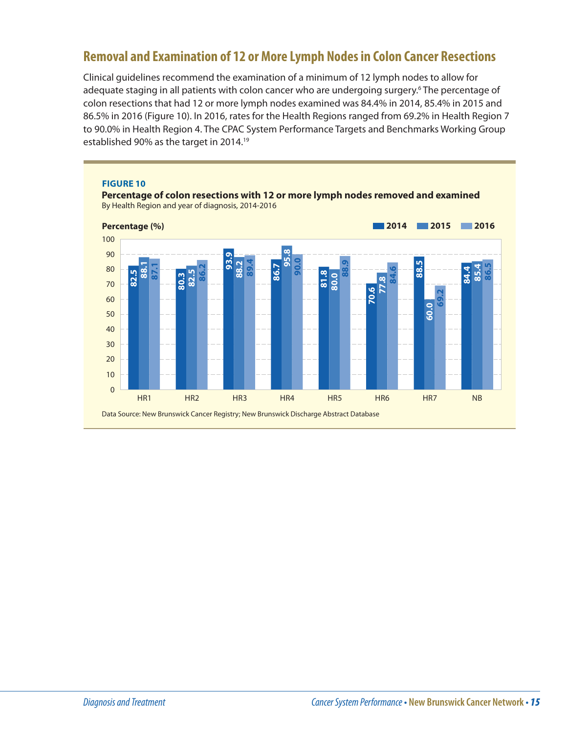## Removal and Examination of 12 or More Lymph Nodes in Colon Cancer Resections

Clinical guidelines recommend the examination of a minimum of 12 lymph nodes to allow for adequate staging in all patients with colon cancer who are undergoing surgery.[6] The percentage of colon resections that had 12 or more lymph nodes examined was 84.4% in 2014, 85.4% in 2015 and 86.5% in 2016 (Figure 10). In 2016, rates for the Health Regions ranged from 69.2% in Health Region 7 to 90.0% in Health Region 4. The CPAC System Performance Targets and Benchmarks Working Group established 90% as the target in 2014.[19]

**FIGURE 10**

**Percentage of colon resections with 12 or more lymph nodes removed and examined**

By Health Region and year of diagnosis, 2014-2016

Percentage (%)

| Health Region | 2014 | 2015 | 2016 |
|---|---|---|---|
| HR1 | 82.5 | 88.1 | 87.1 |
| HR2 | 80.3 | 82.5 | 86.2 |
| HR3 | 93.9 | 88.2 | 89.4 |
| HR4 | 86.7 | 95.8 | 90.0 |
| HR5 | 81.8 | 80.0 | 88.9 |
| HR6 | 70.6 | 77.8 | 84.6 |
| HR7 | 88.5 | 60.0 | 69.2 |
| NB | 84.4 | 85.4 | 86.5 |

Data Source: New Brunswick Cancer Registry; New Brunswick Discharge Abstract Database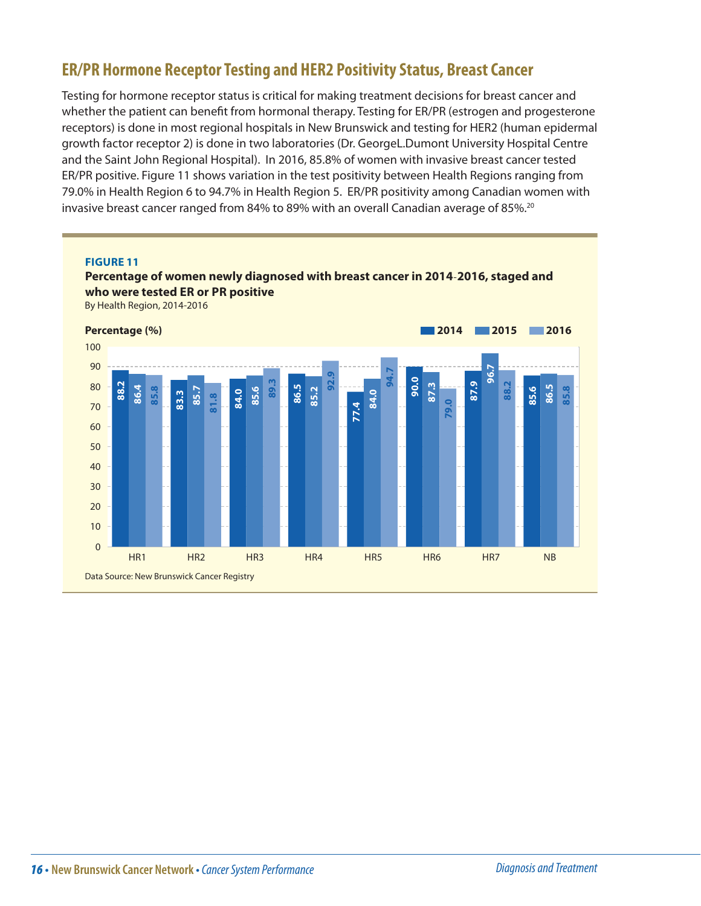## ER/PR Hormone Receptor Testing and HER2 Positivity Status, Breast Cancer

Testing for hormone receptor status is critical for making treatment decisions for breast cancer and whether the patient can benefit from hormonal therapy. Testing for ER/PR (estrogen and progesterone receptors) is done in most regional hospitals in New Brunswick and testing for HER2 (human epidermal growth factor receptor 2) is done in two laboratories (Dr. GeorgeL.Dumont University Hospital Centre and the Saint John Regional Hospital). In 2016, 85.8% of women with invasive breast cancer tested ER/PR positive. Figure 11 shows variation in the test positivity between Health Regions ranging from 79.0% in Health Region 6 to 94.7% in Health Region 5. ER/PR positivity among Canadian women with invasive breast cancer ranged from 84% to 89% with an overall Canadian average of 85%.[20]

**FIGURE 11**

**Percentage of women newly diagnosed with breast cancer in 2014-2016, staged and who were tested ER or PR positive**

By Health Region, 2014-2016

Percentage (%)

| | 2014 | 2015 | 2016 |
|---|---|---|---|
| HR1 | 88.2 | 86.4 | 85.8 |
| HR2 | 83.3 | 85.7 | 81.8 |
| HR3 | 84.0 | 85.6 | 89.3 |
| HR4 | 86.5 | 85.2 | 92.9 |
| HR5 | 77.4 | 84.0 | 94.7 |
| HR6 | 90.0 | 87.3 | 79.0 |
| HR7 | 87.9 | 96.7 | 88.2 |
| NB | 85.6 | 86.5 | 85.8 |

Data Source: New Brunswick Cancer Registry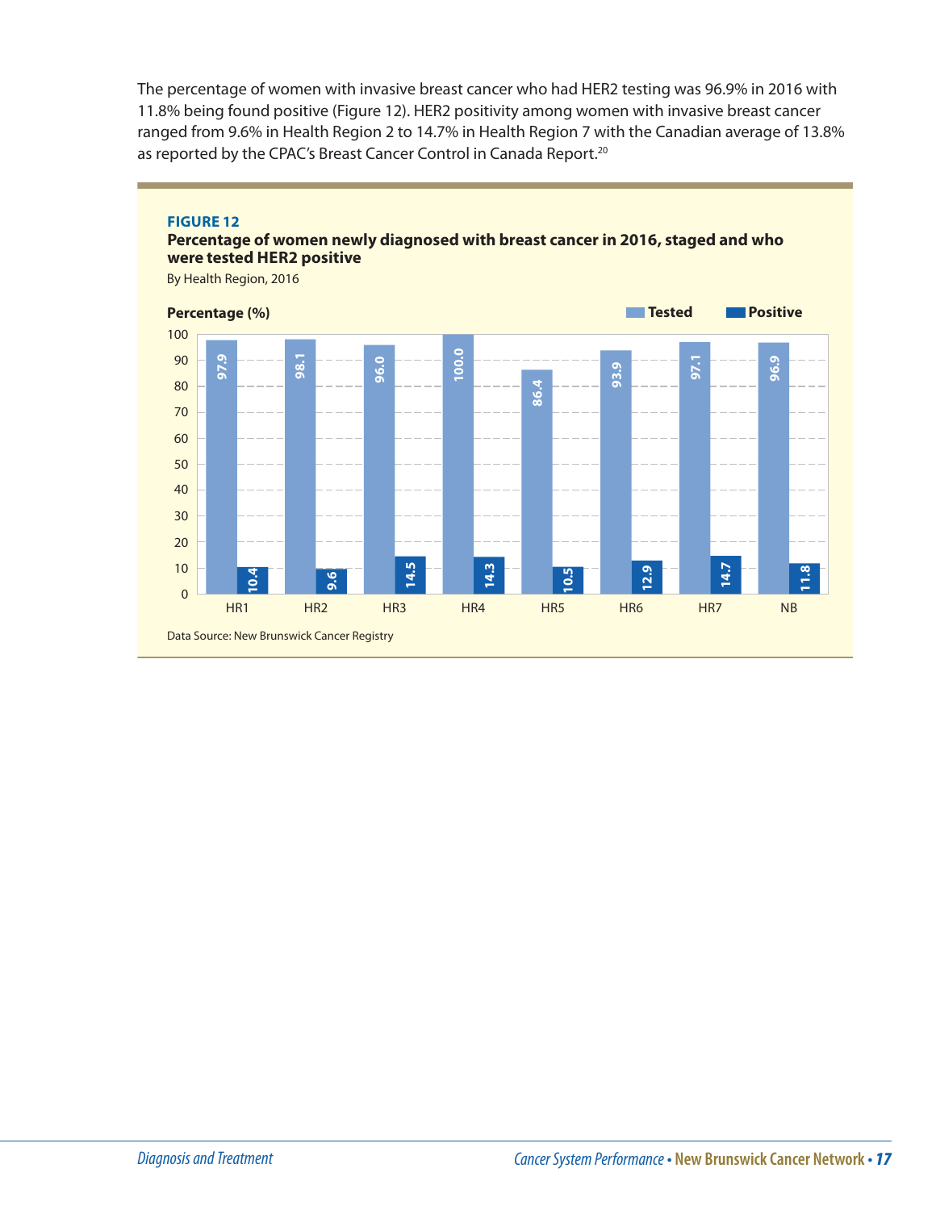The percentage of women with invasive breast cancer who had HER2 testing was 96.9% in 2016 with 11.8% being found positive (Figure 12). HER2 positivity among women with invasive breast cancer ranged from 9.6% in Health Region 2 to 14.7% in Health Region 7 with the Canadian average of 13.8% as reported by the CPAC's Breast Cancer Control in Canada Report.[20]

**FIGURE 12**

**Percentage of women newly diagnosed with breast cancer in 2016, staged and who were tested HER2 positive**

By Health Region, 2016

| Percentage (%) | HR1 | HR2 | HR3 | HR4 | HR5 | HR6 | HR7 | NB |
|---|---|---|---|---|---|---|---|---|
| Tested | 97.9 | 98.1 | 96.0 | 100.0 | 86.4 | 93.9 | 97.1 | 96.9 |
| Positive | 10.4 | 9.6 | 14.5 | 14.3 | 10.5 | 12.9 | 14.7 | 11.8 |

Data Source: New Brunswick Cancer Registry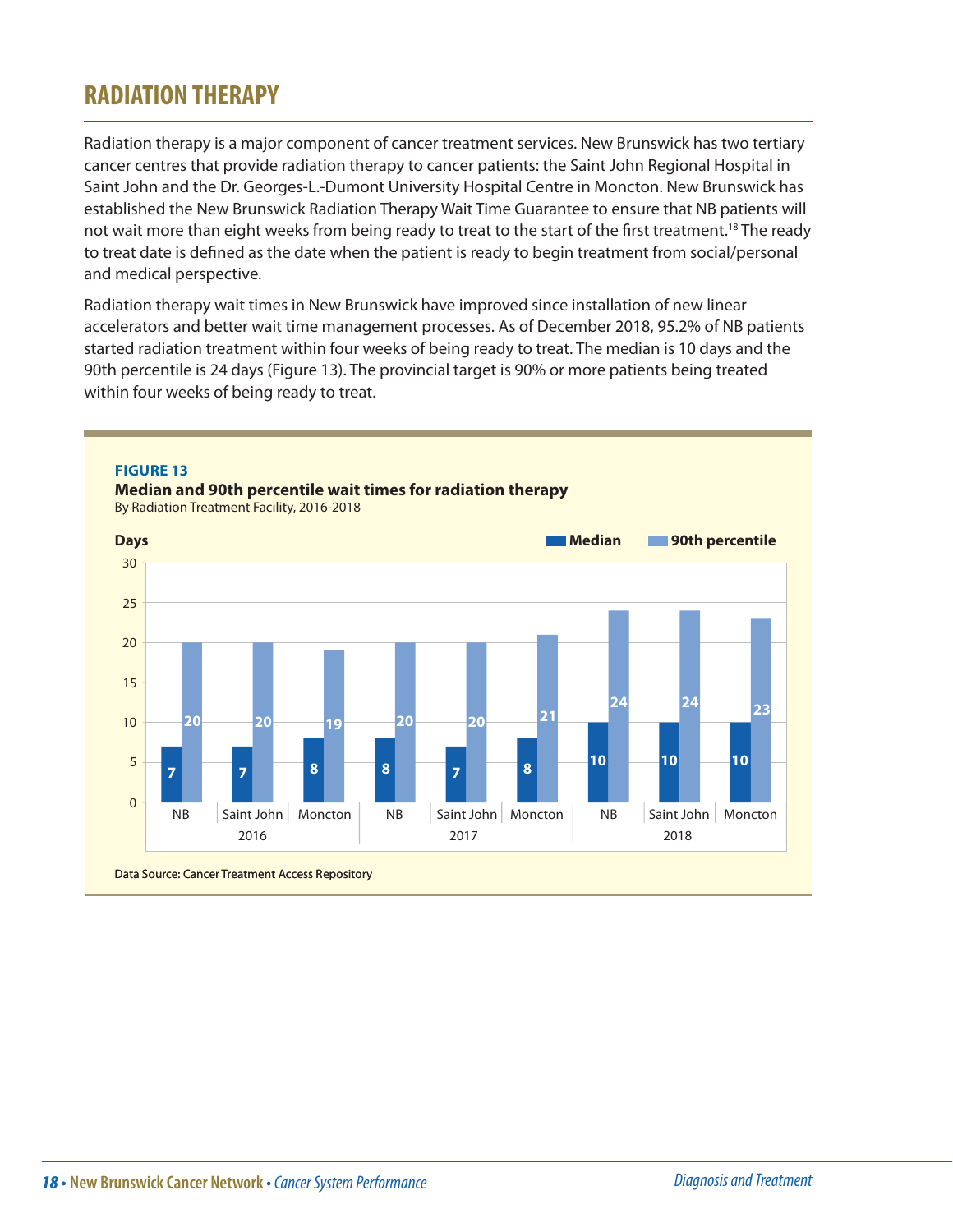# RADIATION THERAPY

Radiation therapy is a major component of cancer treatment services. New Brunswick has two tertiary cancer centres that provide radiation therapy to cancer patients: the Saint John Regional Hospital in Saint John and the Dr. Georges-L.-Dumont University Hospital Centre in Moncton. New Brunswick has established the New Brunswick Radiation Therapy Wait Time Guarantee to ensure that NB patients will not wait more than eight weeks from being ready to treat to the start of the first treatment.[18] The ready to treat date is defined as the date when the patient is ready to begin treatment from social/personal and medical perspective.

Radiation therapy wait times in New Brunswick have improved since installation of new linear accelerators and better wait time management processes. As of December 2018, 95.2% of NB patients started radiation treatment within four weeks of being ready to treat. The median is 10 days and the 90th percentile is 24 days (Figure 13). The provincial target is 90% or more patients being treated within four weeks of being ready to treat.

**FIGURE 13**

**Median and 90th percentile wait times for radiation therapy**

By Radiation Treatment Facility, 2016-2018

Days

| Year | Facility | Median | 90th percentile |
|---|---|---|---|
| 2016 | NB | 7 | 20 |
| 2016 | Saint John | 7 | 20 |
| 2016 | Moncton | 8 | 19 |
| 2017 | NB | 8 | 20 |
| 2017 | Saint John | 7 | 20 |
| 2017 | Moncton | 8 | 21 |
| 2018 | NB | 10 | 24 |
| 2018 | Saint John | 10 | 24 |
| 2018 | Moncton | 10 | 23 |

Data Source: Cancer Treatment Access Repository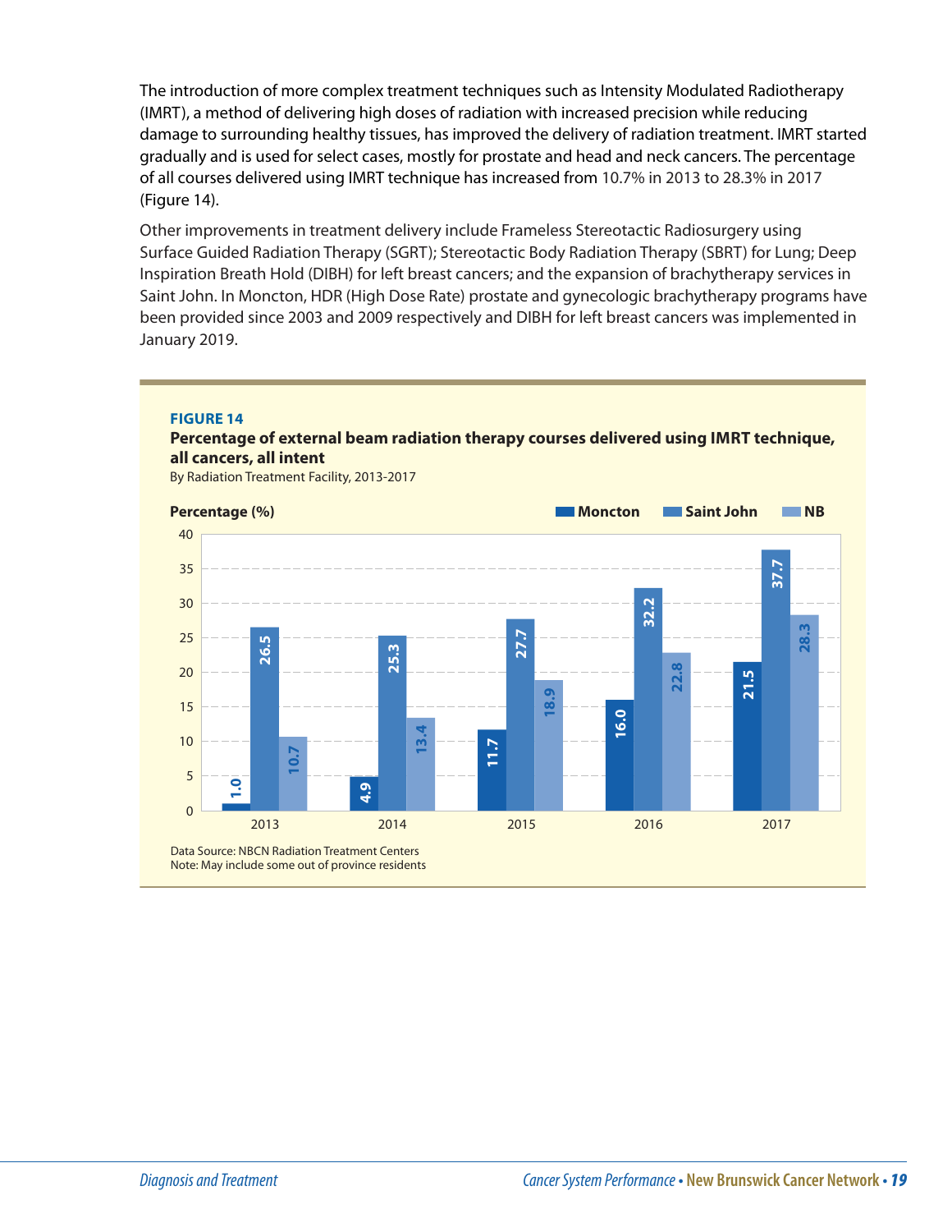The introduction of more complex treatment techniques such as Intensity Modulated Radiotherapy (IMRT), a method of delivering high doses of radiation with increased precision while reducing damage to surrounding healthy tissues, has improved the delivery of radiation treatment. IMRT started gradually and is used for select cases, mostly for prostate and head and neck cancers. The percentage of all courses delivered using IMRT technique has increased from 10.7% in 2013 to 28.3% in 2017 (Figure 14).

Other improvements in treatment delivery include Frameless Stereotactic Radiosurgery using Surface Guided Radiation Therapy (SGRT); Stereotactic Body Radiation Therapy (SBRT) for Lung; Deep Inspiration Breath Hold (DIBH) for left breast cancers; and the expansion of brachytherapy services in Saint John. In Moncton, HDR (High Dose Rate) prostate and gynecologic brachytherapy programs have been provided since 2003 and 2009 respectively and DIBH for left breast cancers was implemented in January 2019.

**FIGURE 14**

**Percentage of external beam radiation therapy courses delivered using IMRT technique, all cancers, all intent**

By Radiation Treatment Facility, 2013-2017

Percentage (%)

| Year | Moncton | Saint John | NB |
|---|---|---|---|
| 2013 | 1.0 | 26.5 | 10.7 |
| 2014 | 4.9 | 25.3 | 13.4 |
| 2015 | 11.7 | 27.7 | 18.9 |
| 2016 | 16.0 | 32.2 | 22.8 |
| 2017 | 21.5 | 37.7 | 28.3 |

Data Source: NBCN Radiation Treatment Centers
Note: May include some out of province residents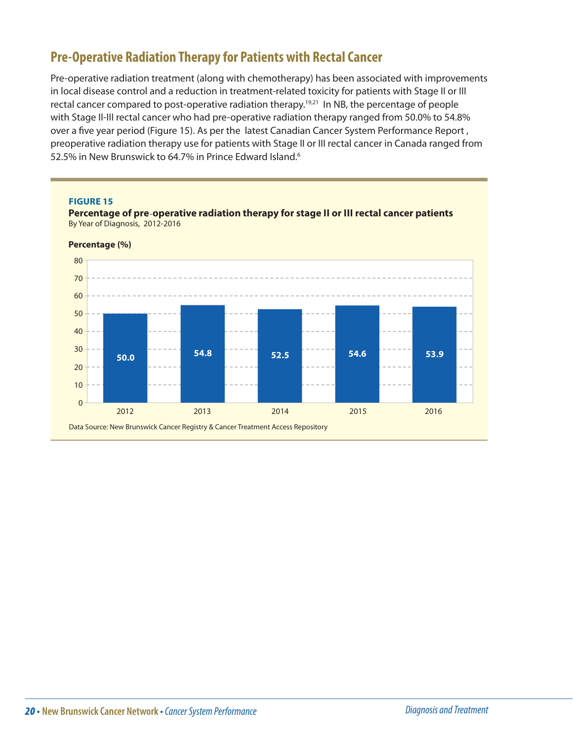## Pre-Operative Radiation Therapy for Patients with Rectal Cancer

Pre-operative radiation treatment (along with chemotherapy) has been associated with improvements in local disease control and a reduction in treatment-related toxicity for patients with Stage II or III rectal cancer compared to post-operative radiation therapy.[19,21] In NB, the percentage of people with Stage II-III rectal cancer who had pre-operative radiation therapy ranged from 50.0% to 54.8% over a five year period (Figure 15). As per the latest Canadian Cancer System Performance Report , preoperative radiation therapy use for patients with Stage II or III rectal cancer in Canada ranged from 52.5% in New Brunswick to 64.7% in Prince Edward Island.[6]

**FIGURE 15**

**Percentage of pre-operative radiation therapy for stage II or III rectal cancer patients**
By Year of Diagnosis, 2012-2016

| Year | Percentage (%) |
|---|---|
| 2012 | 50.0 |
| 2013 | 54.8 |
| 2014 | 52.5 |
| 2015 | 54.6 |
| 2016 | 53.9 |

Data Source: New Brunswick Cancer Registry & Cancer Treatment Access Repository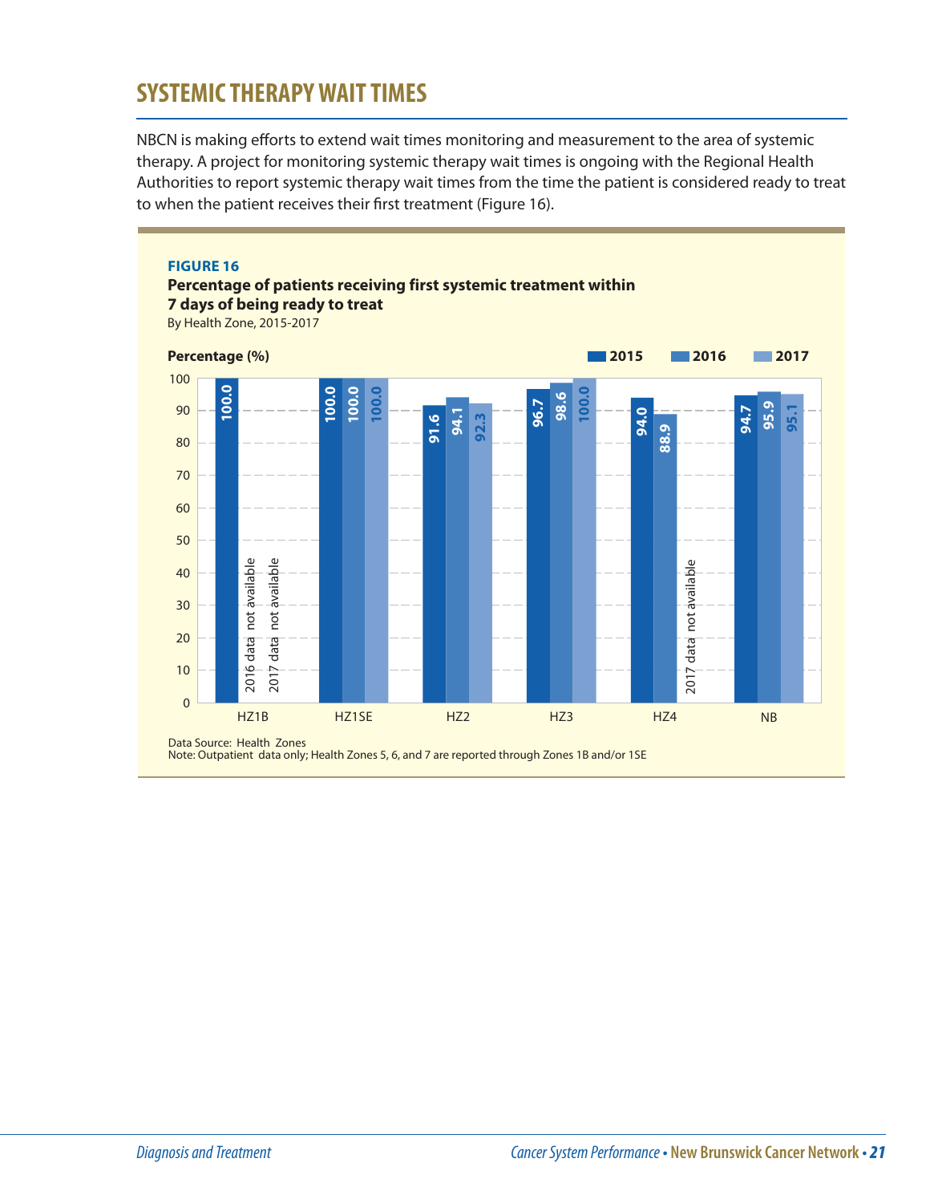## SYSTEMIC THERAPY WAIT TIMES

NBCN is making efforts to extend wait times monitoring and measurement to the area of systemic therapy. A project for monitoring systemic therapy wait times is ongoing with the Regional Health Authorities to report systemic therapy wait times from the time the patient is considered ready to treat to when the patient receives their first treatment (Figure 16).

**FIGURE 16**

**Percentage of patients receiving first systemic treatment within 7 days of being ready to treat**

By Health Zone, 2015-2017

| Percentage (%) | 2015 | 2016 | 2017 |
|---|---|---|---|
| HZ1B | 100.0 | 2016 data not available | 2017 data not available |
| HZ1SE | 100.0 | 100.0 | 100.0 |
| HZ2 | 91.6 | 94.1 | 92.3 |
| HZ3 | 96.7 | 98.6 | 100.0 |
| HZ4 | 94.0 | 88.9 | 2017 data not available |
| NB | 94.7 | 95.9 | 95.1 |

Data Source: Health Zones

Note: Outpatient data only; Health Zones 5, 6, and 7 are reported through Zones 1B and/or 1SE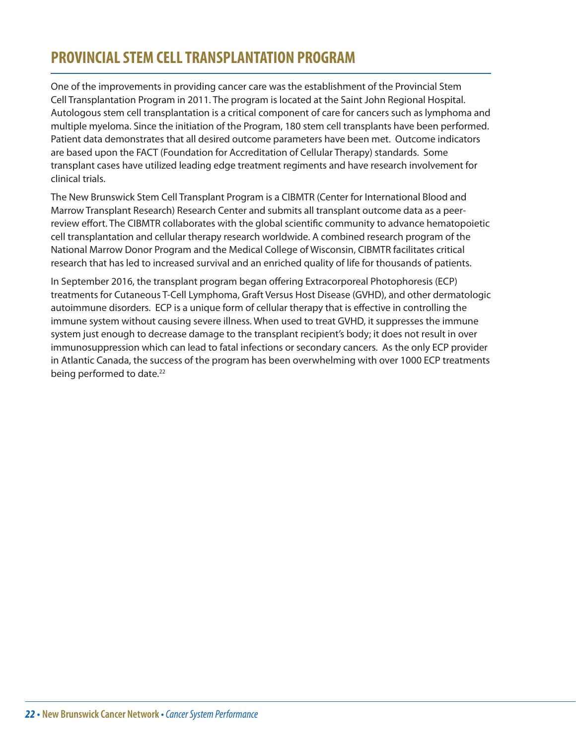# PROVINCIAL STEM CELL TRANSPLANTATION PROGRAM

One of the improvements in providing cancer care was the establishment of the Provincial Stem Cell Transplantation Program in 2011. The program is located at the Saint John Regional Hospital. Autologous stem cell transplantation is a critical component of care for cancers such as lymphoma and multiple myeloma. Since the initiation of the Program, 180 stem cell transplants have been performed. Patient data demonstrates that all desired outcome parameters have been met. Outcome indicators are based upon the FACT (Foundation for Accreditation of Cellular Therapy) standards. Some transplant cases have utilized leading edge treatment regiments and have research involvement for clinical trials.

The New Brunswick Stem Cell Transplant Program is a CIBMTR (Center for International Blood and Marrow Transplant Research) Research Center and submits all transplant outcome data as a peer-review effort. The CIBMTR collaborates with the global scientific community to advance hematopoietic cell transplantation and cellular therapy research worldwide. A combined research program of the National Marrow Donor Program and the Medical College of Wisconsin, CIBMTR facilitates critical research that has led to increased survival and an enriched quality of life for thousands of patients.

In September 2016, the transplant program began offering Extracorporeal Photophoresis (ECP) treatments for Cutaneous T-Cell Lymphoma, Graft Versus Host Disease (GVHD), and other dermatologic autoimmune disorders. ECP is a unique form of cellular therapy that is effective in controlling the immune system without causing severe illness. When used to treat GVHD, it suppresses the immune system just enough to decrease damage to the transplant recipient's body; it does not result in over immunosuppression which can lead to fatal infections or secondary cancers. As the only ECP provider in Atlantic Canada, the success of the program has been overwhelming with over 1000 ECP treatments being performed to date.[22]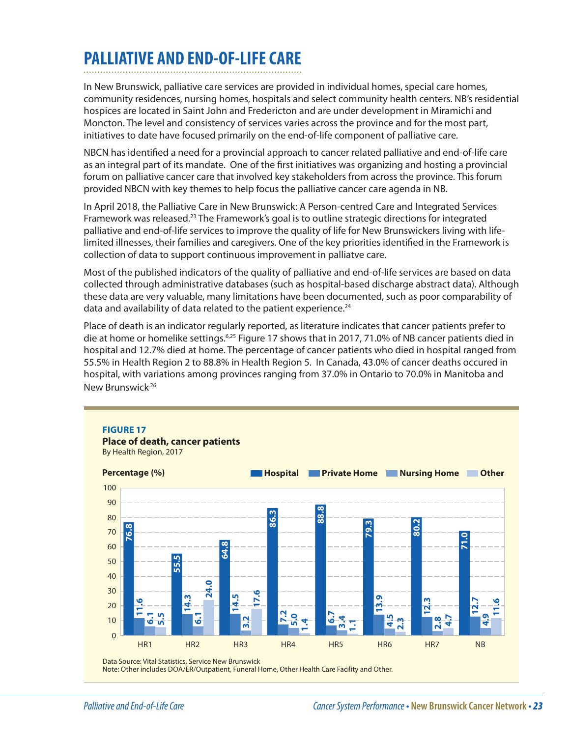# PALLIATIVE AND END-OF-LIFE CARE

In New Brunswick, palliative care services are provided in individual homes, special care homes, community residences, nursing homes, hospitals and select community health centers. NB's residential hospices are located in Saint John and Fredericton and are under development in Miramichi and Moncton. The level and consistency of services varies across the province and for the most part, initiatives to date have focused primarily on the end-of-life component of palliative care.

NBCN has identified a need for a provincial approach to cancer related palliative and end-of-life care as an integral part of its mandate. One of the first initiatives was organizing and hosting a provincial forum on palliative cancer care that involved key stakeholders from across the province. This forum provided NBCN with key themes to help focus the palliative cancer care agenda in NB.

In April 2018, the Palliative Care in New Brunswick: A Person-centred Care and Integrated Services Framework was released.[23] The Framework's goal is to outline strategic directions for integrated palliative and end-of-life services to improve the quality of life for New Brunswickers living with life-limited illnesses, their families and caregivers. One of the key priorities identified in the Framework is collection of data to support continuous improvement in palliatve care.

Most of the published indicators of the quality of palliative and end-of-life services are based on data collected through administrative databases (such as hospital-based discharge abstract data). Although these data are very valuable, many limitations have been documented, such as poor comparability of data and availability of data related to the patient experience.[24]

Place of death is an indicator regularly reported, as literature indicates that cancer patients prefer to die at home or homelike settings.[6,25] Figure 17 shows that in 2017, 71.0% of NB cancer patients died in hospital and 12.7% died at home. The percentage of cancer patients who died in hospital ranged from 55.5% in Health Region 2 to 88.8% in Health Region 5. In Canada, 43.0% of cancer deaths occured in hospital, with variations among provinces ranging from 37.0% in Ontario to 70.0% in Manitoba and New Brunswick.[26]

**FIGURE 17**

**Place of death, cancer patients**

By Health Region, 2017

Percentage (%)

| | Hospital | Private Home | Nursing Home | Other |
|---|---|---|---|---|
| HR1 | 76.8 | 11.6 | 6.1 | 5.5 |
| HR2 | 55.5 | 14.3 | 6.1 | 24.0 |
| HR3 | 64.8 | 14.5 | 3.2 | 17.6 |
| HR4 | 86.3 | 7.2 | 5.0 | 1.4 |
| HR5 | 88.8 | 6.7 | 3.4 | 1.1 |
| HR6 | 79.3 | 13.9 | 4.5 | 2.3 |
| HR7 | 80.2 | 12.3 | 2.8 | 4.7 |
| NB | 71.0 | 12.7 | 4.9 | 11.6 |

Data Source: Vital Statistics, Service New Brunswick

Note: Other includes DOA/ER/Outpatient, Funeral Home, Other Health Care Facility and Other.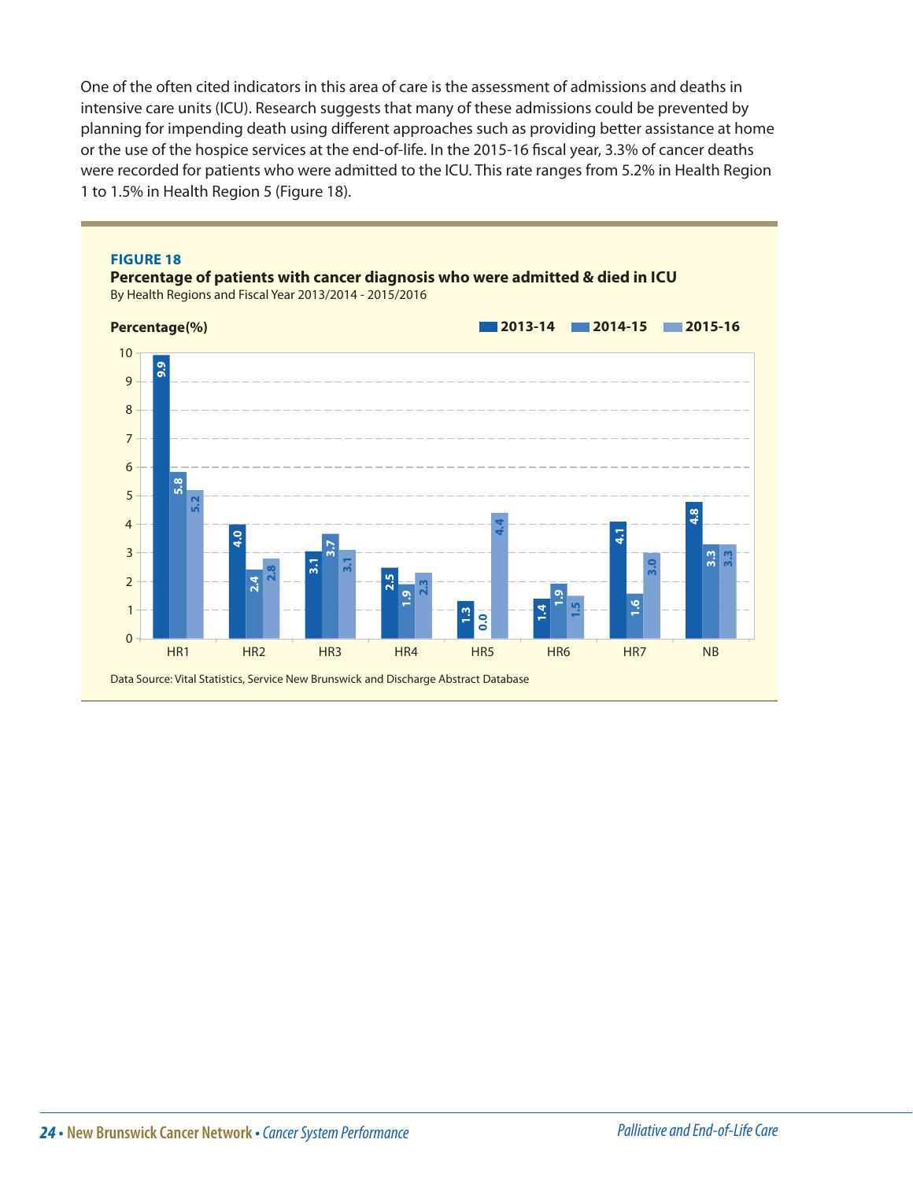One of the often cited indicators in this area of care is the assessment of admissions and deaths in intensive care units (ICU). Research suggests that many of these admissions could be prevented by planning for impending death using different approaches such as providing better assistance at home or the use of the hospice services at the end-of-life. In the 2015-16 fiscal year, 3.3% of cancer deaths were recorded for patients who were admitted to the ICU. This rate ranges from 5.2% in Health Region 1 to 1.5% in Health Region 5 (Figure 18).

**FIGURE 18**

**Percentage of patients with cancer diagnosis who were admitted & died in ICU**

By Health Regions and Fiscal Year 2013/2014 - 2015/2016

Percentage(%)

| | 2013-14 | 2014-15 | 2015-16 |
|---|---|---|---|
| HR1 | 9.9 | 5.8 | 5.2 |
| HR2 | 4.0 | 2.4 | 2.8 |
| HR3 | 3.1 | 3.7 | 3.1 |
| HR4 | 2.5 | 1.9 | 2.3 |
| HR5 | 1.3 | 0.0 | 4.4 |
| HR6 | 1.4 | 1.9 | 1.5 |
| HR7 | 4.1 | 1.6 | 3.0 |
| NB | 4.8 | 3.3 | 3.3 |

Data Source: Vital Statistics, Service New Brunswick and Discharge Abstract Database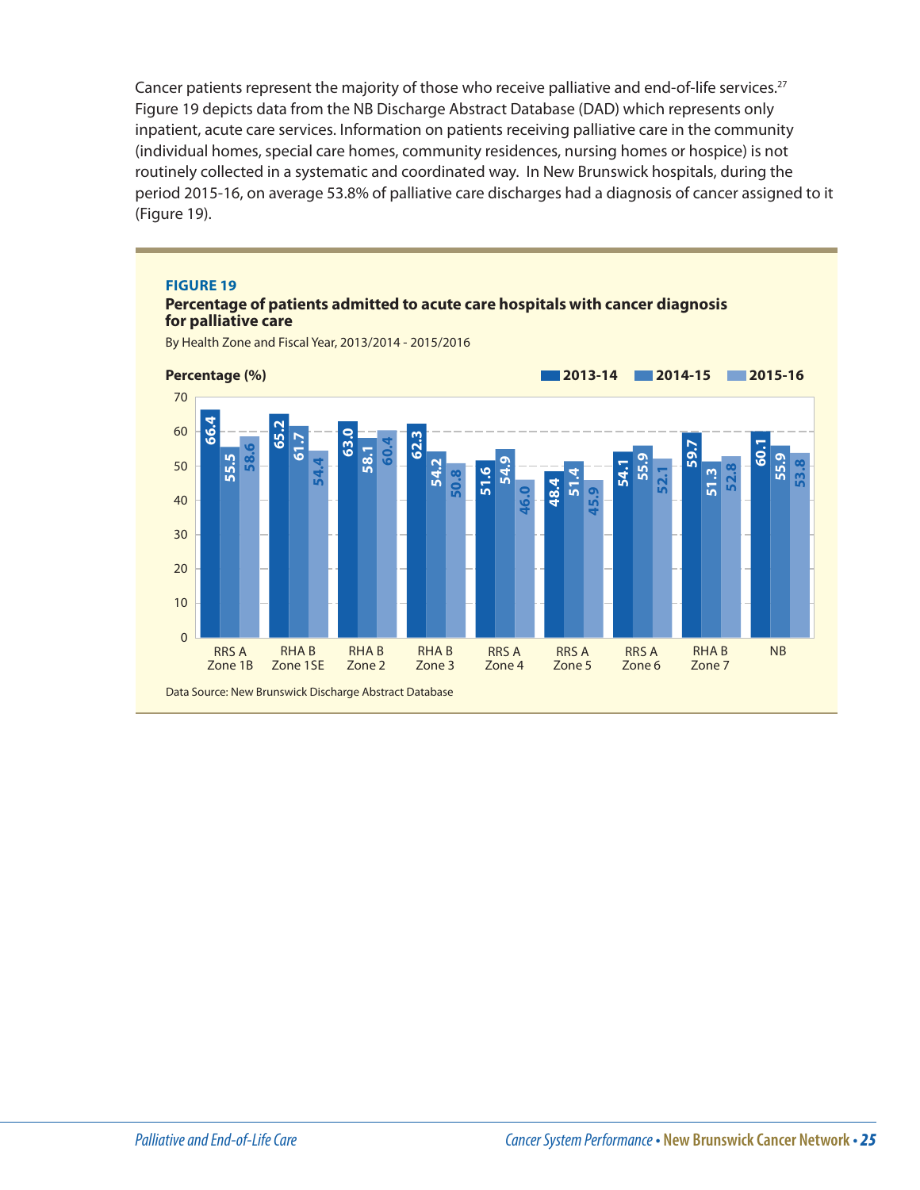Cancer patients represent the majority of those who receive palliative and end-of-life services.[27] Figure 19 depicts data from the NB Discharge Abstract Database (DAD) which represents only inpatient, acute care services. Information on patients receiving palliative care in the community (individual homes, special care homes, community residences, nursing homes or hospice) is not routinely collected in a systematic and coordinated way. In New Brunswick hospitals, during the period 2015-16, on average 53.8% of palliative care discharges had a diagnosis of cancer assigned to it (Figure 19).

**FIGURE 19**

**Percentage of patients admitted to acute care hospitals with cancer diagnosis for palliative care**

By Health Zone and Fiscal Year, 2013/2014 - 2015/2016

Percentage (%)

| Health Zone | 2013-14 | 2014-15 | 2015-16 |
|---|---|---|---|
| RRS A Zone 1B | 66.4 | 55.5 | 58.6 |
| RHA B Zone 1SE | 65.2 | 61.7 | 54.4 |
| RHA B Zone 2 | 63.0 | 58.1 | 60.4 |
| RHA B Zone 3 | 62.3 | 54.2 | 50.8 |
| RRS A Zone 4 | 51.6 | 54.9 | 46.0 |
| RRS A Zone 5 | 48.4 | 51.4 | 45.9 |
| RRS A Zone 6 | 54.1 | 55.9 | 52.1 |
| RHA B Zone 7 | 59.7 | 51.3 | 52.8 |
| NB | 60.1 | 55.9 | 53.8 |

Data Source: New Brunswick Discharge Abstract Database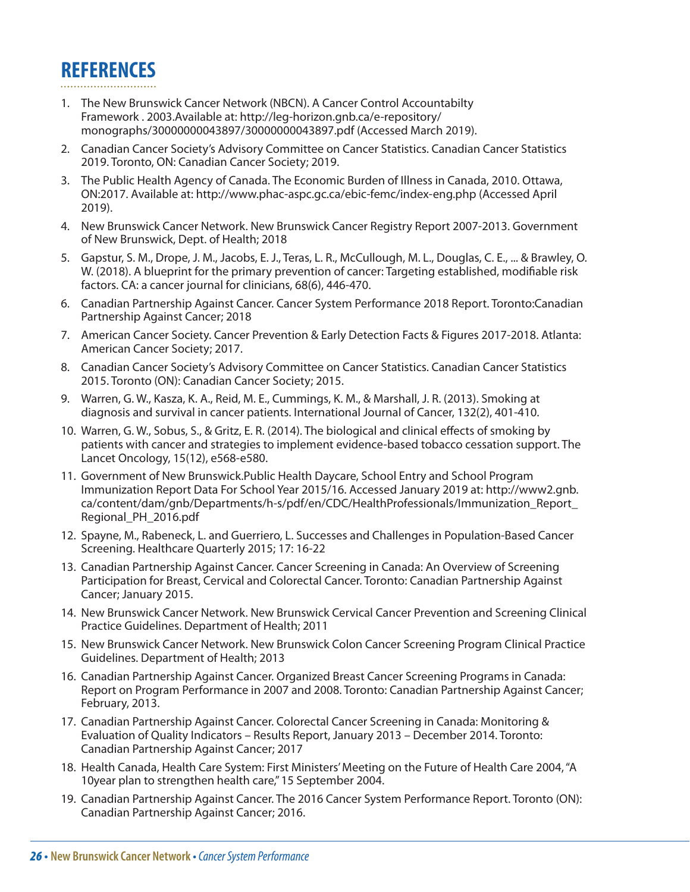# REFERENCES

1. The New Brunswick Cancer Network (NBCN). A Cancer Control Accountabilty Framework . 2003.Available at: http://leg-horizon.gnb.ca/e-repository/monographs/30000000043897/30000000043897.pdf (Accessed March 2019).
2. Canadian Cancer Society's Advisory Committee on Cancer Statistics. Canadian Cancer Statistics 2019. Toronto, ON: Canadian Cancer Society; 2019.
3. The Public Health Agency of Canada. The Economic Burden of Illness in Canada, 2010. Ottawa, ON:2017. Available at: http://www.phac-aspc.gc.ca/ebic-femc/index-eng.php (Accessed April 2019).
4. New Brunswick Cancer Network. New Brunswick Cancer Registry Report 2007-2013. Government of New Brunswick, Dept. of Health; 2018
5. Gapstur, S. M., Drope, J. M., Jacobs, E. J., Teras, L. R., McCullough, M. L., Douglas, C. E., ... & Brawley, O. W. (2018). A blueprint for the primary prevention of cancer: Targeting established, modifiable risk factors. CA: a cancer journal for clinicians, 68(6), 446-470.
6. Canadian Partnership Against Cancer. Cancer System Performance 2018 Report. Toronto:Canadian Partnership Against Cancer; 2018
7. American Cancer Society. Cancer Prevention & Early Detection Facts & Figures 2017-2018. Atlanta: American Cancer Society; 2017.
8. Canadian Cancer Society's Advisory Committee on Cancer Statistics. Canadian Cancer Statistics 2015. Toronto (ON): Canadian Cancer Society; 2015.
9. Warren, G. W., Kasza, K. A., Reid, M. E., Cummings, K. M., & Marshall, J. R. (2013). Smoking at diagnosis and survival in cancer patients. International Journal of Cancer, 132(2), 401-410.
10. Warren, G. W., Sobus, S., & Gritz, E. R. (2014). The biological and clinical effects of smoking by patients with cancer and strategies to implement evidence-based tobacco cessation support. The Lancet Oncology, 15(12), e568-e580.
11. Government of New Brunswick.Public Health Daycare, School Entry and School Program Immunization Report Data For School Year 2015/16. Accessed January 2019 at: http://www2.gnb.ca/content/dam/gnb/Departments/h-s/pdf/en/CDC/HealthProfessionals/Immunization_Report_Regional_PH_2016.pdf
12. Spayne, M., Rabeneck, L. and Guerriero, L. Successes and Challenges in Population-Based Cancer Screening. Healthcare Quarterly 2015; 17: 16-22
13. Canadian Partnership Against Cancer. Cancer Screening in Canada: An Overview of Screening Participation for Breast, Cervical and Colorectal Cancer. Toronto: Canadian Partnership Against Cancer; January 2015.
14. New Brunswick Cancer Network. New Brunswick Cervical Cancer Prevention and Screening Clinical Practice Guidelines. Department of Health; 2011
15. New Brunswick Cancer Network. New Brunswick Colon Cancer Screening Program Clinical Practice Guidelines. Department of Health; 2013
16. Canadian Partnership Against Cancer. Organized Breast Cancer Screening Programs in Canada: Report on Program Performance in 2007 and 2008. Toronto: Canadian Partnership Against Cancer; February, 2013.
17. Canadian Partnership Against Cancer. Colorectal Cancer Screening in Canada: Monitoring & Evaluation of Quality Indicators – Results Report, January 2013 – December 2014. Toronto: Canadian Partnership Against Cancer; 2017
18. Health Canada, Health Care System: First Ministers' Meeting on the Future of Health Care 2004, "A 10year plan to strengthen health care," 15 September 2004.
19. Canadian Partnership Against Cancer. The 2016 Cancer System Performance Report. Toronto (ON): Canadian Partnership Against Cancer; 2016.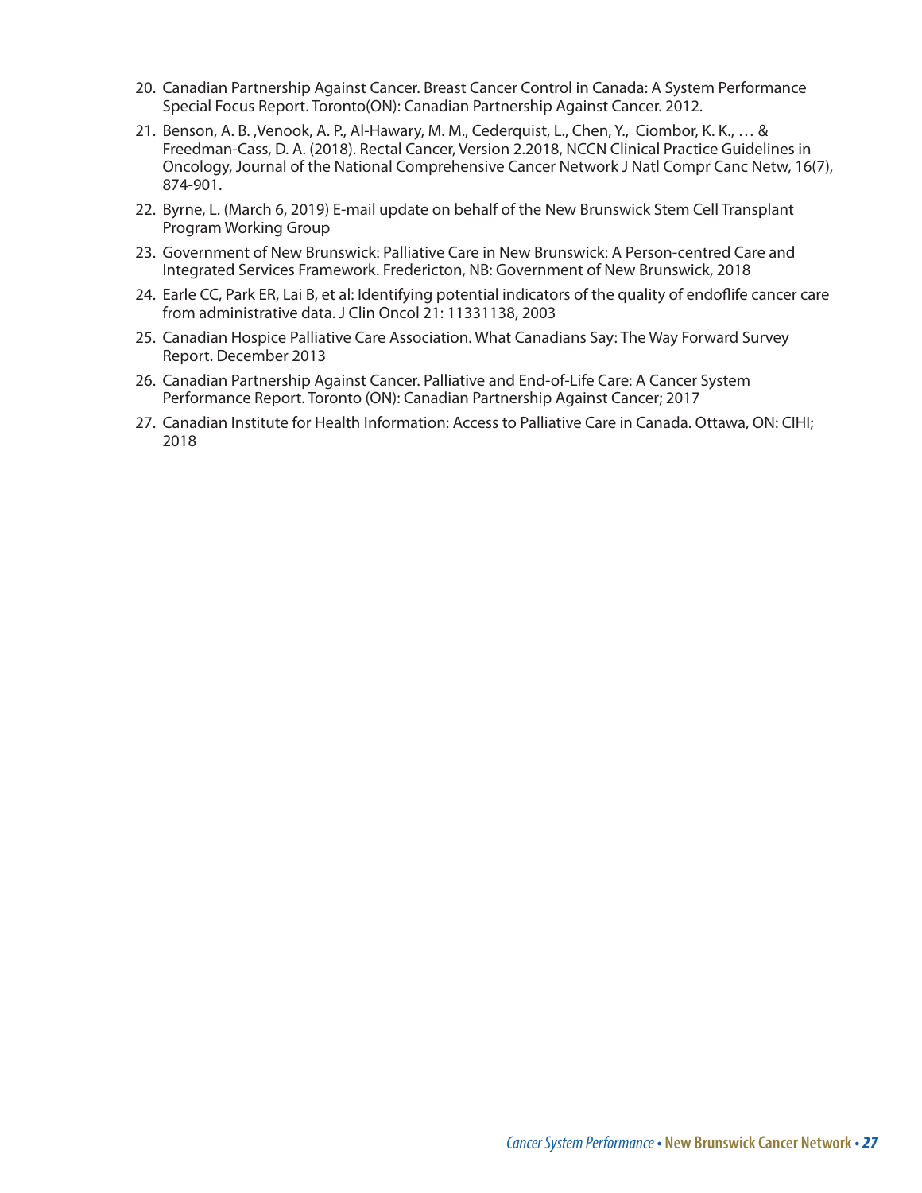20. Canadian Partnership Against Cancer. Breast Cancer Control in Canada: A System Performance Special Focus Report. Toronto(ON): Canadian Partnership Against Cancer. 2012.
21. Benson, A. B. ,Venook, A. P., Al-Hawary, M. M., Cederquist, L., Chen, Y., Ciombor, K. K., … & Freedman-Cass, D. A. (2018). Rectal Cancer, Version 2.2018, NCCN Clinical Practice Guidelines in Oncology, Journal of the National Comprehensive Cancer Network J Natl Compr Canc Netw, 16(7), 874-901.
22. Byrne, L. (March 6, 2019) E-mail update on behalf of the New Brunswick Stem Cell Transplant Program Working Group
23. Government of New Brunswick: Palliative Care in New Brunswick: A Person-centred Care and Integrated Services Framework. Fredericton, NB: Government of New Brunswick, 2018
24. Earle CC, Park ER, Lai B, et al: Identifying potential indicators of the quality of endoflife cancer care from administrative data. J Clin Oncol 21: 11331138, 2003
25. Canadian Hospice Palliative Care Association. What Canadians Say: The Way Forward Survey Report. December 2013
26. Canadian Partnership Against Cancer. Palliative and End-of-Life Care: A Cancer System Performance Report. Toronto (ON): Canadian Partnership Against Cancer; 2017
27. Canadian Institute for Health Information: Access to Palliative Care in Canada. Ottawa, ON: CIHI; 2018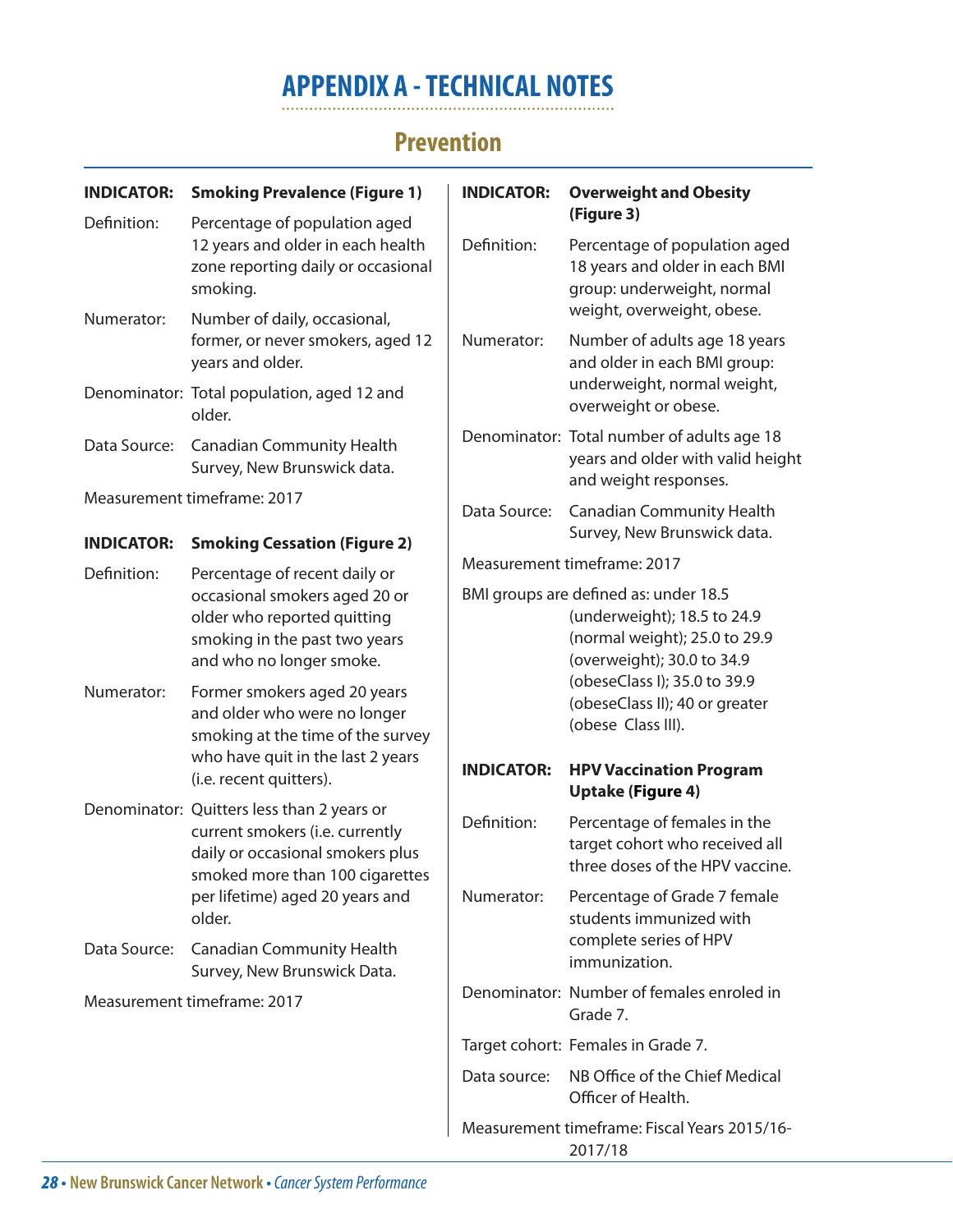# APPENDIX A - TECHNICAL NOTES

## Prevention

**INDICATOR: Smoking Prevalence (Figure 1)**

Definition: Percentage of population aged 12 years and older in each health zone reporting daily or occasional smoking.

Numerator: Number of daily, occasional, former, or never smokers, aged 12 years and older.

Denominator: Total population, aged 12 and older.

Data Source: Canadian Community Health Survey, New Brunswick data.

Measurement timeframe: 2017

**INDICATOR: Smoking Cessation (Figure 2)**

Definition: Percentage of recent daily or occasional smokers aged 20 or older who reported quitting smoking in the past two years and who no longer smoke.

Numerator: Former smokers aged 20 years and older who were no longer smoking at the time of the survey who have quit in the last 2 years (i.e. recent quitters).

Denominator: Quitters less than 2 years or current smokers (i.e. currently daily or occasional smokers plus smoked more than 100 cigarettes per lifetime) aged 20 years and older.

Data Source: Canadian Community Health Survey, New Brunswick Data.

Measurement timeframe: 2017

**INDICATOR: Overweight and Obesity (Figure 3)**

Definition: Percentage of population aged 18 years and older in each BMI group: underweight, normal weight, overweight, obese.

Numerator: Number of adults age 18 years and older in each BMI group: underweight, normal weight, overweight or obese.

Denominator: Total number of adults age 18 years and older with valid height and weight responses.

Data Source: Canadian Community Health Survey, New Brunswick data.

Measurement timeframe: 2017

BMI groups are defined as: under 18.5 (underweight); 18.5 to 24.9 (normal weight); 25.0 to 29.9 (overweight); 30.0 to 34.9 (obeseClass I); 35.0 to 39.9 (obeseClass II); 40 or greater (obese Class III).

**INDICATOR: HPV Vaccination Program Uptake (Figure 4)**

Definition: Percentage of females in the target cohort who received all three doses of the HPV vaccine.

Numerator: Percentage of Grade 7 female students immunized with complete series of HPV immunization.

Denominator: Number of females enroled in Grade 7.

Target cohort: Females in Grade 7.

Data source: NB Office of the Chief Medical Officer of Health.

Measurement timeframe: Fiscal Years 2015/16-2017/18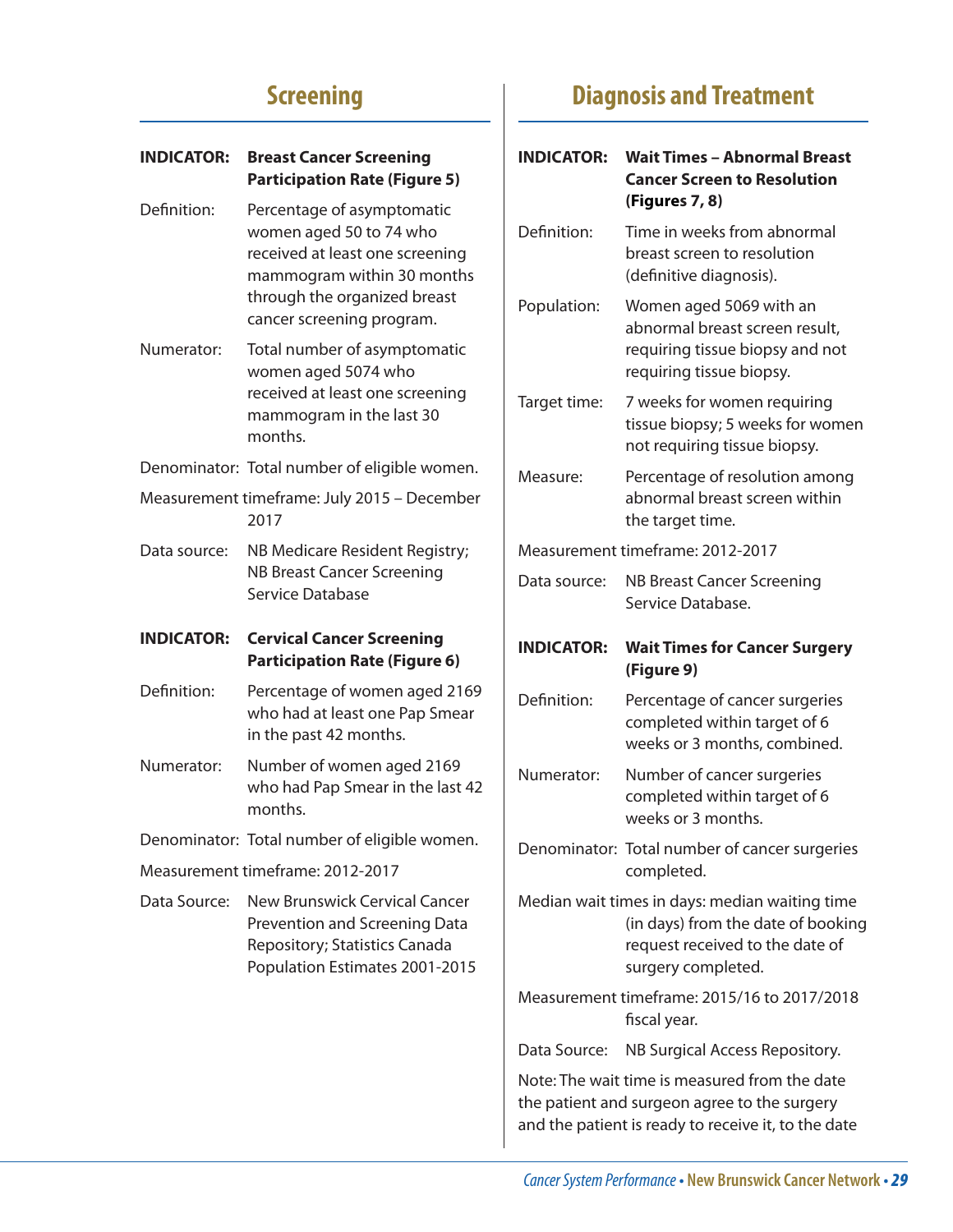## Screening

**INDICATOR:** **Breast Cancer Screening Participation Rate (Figure 5)**

Definition: Percentage of asymptomatic women aged 50 to 74 who received at least one screening mammogram within 30 months through the organized breast cancer screening program.

Numerator: Total number of asymptomatic women aged 5074 who received at least one screening mammogram in the last 30 months.

Denominator: Total number of eligible women.

Measurement timeframe: July 2015 – December 2017

Data source: NB Medicare Resident Registry; NB Breast Cancer Screening Service Database

**INDICATOR:** **Cervical Cancer Screening Participation Rate (Figure 6)**

Definition: Percentage of women aged 2169 who had at least one Pap Smear in the past 42 months.

Numerator: Number of women aged 2169 who had Pap Smear in the last 42 months.

Denominator: Total number of eligible women.

Measurement timeframe: 2012-2017

Data Source: New Brunswick Cervical Cancer Prevention and Screening Data Repository; Statistics Canada Population Estimates 2001-2015

## Diagnosis and Treatment

**INDICATOR:** **Wait Times – Abnormal Breast Cancer Screen to Resolution (Figures 7, 8)**

Definition: Time in weeks from abnormal breast screen to resolution (definitive diagnosis).

Population: Women aged 5069 with an abnormal breast screen result, requiring tissue biopsy and not requiring tissue biopsy.

Target time: 7 weeks for women requiring tissue biopsy; 5 weeks for women not requiring tissue biopsy.

Measure: Percentage of resolution among abnormal breast screen within the target time.

Measurement timeframe: 2012-2017

Data source: NB Breast Cancer Screening Service Database.

**INDICATOR:** **Wait Times for Cancer Surgery (Figure 9)**

Definition: Percentage of cancer surgeries completed within target of 6 weeks or 3 months, combined.

Numerator: Number of cancer surgeries completed within target of 6 weeks or 3 months.

Denominator: Total number of cancer surgeries completed.

Median wait times in days: median waiting time (in days) from the date of booking request received to the date of surgery completed.

Measurement timeframe: 2015/16 to 2017/2018 fiscal year.

Data Source: NB Surgical Access Repository.

Note: The wait time is measured from the date the patient and surgeon agree to the surgery and the patient is ready to receive it, to the date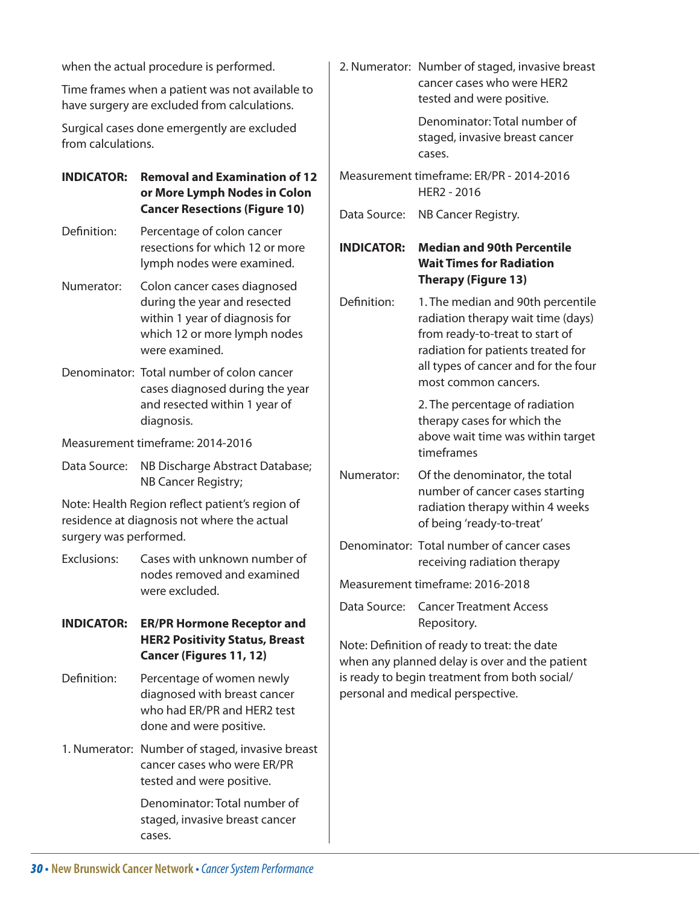when the actual procedure is performed.

Time frames when a patient was not available to have surgery are excluded from calculations.

Surgical cases done emergently are excluded from calculations.

**INDICATOR: Removal and Examination of 12 or More Lymph Nodes in Colon Cancer Resections (Figure 10)**

Definition: Percentage of colon cancer resections for which 12 or more lymph nodes were examined.

Numerator: Colon cancer cases diagnosed during the year and resected within 1 year of diagnosis for which 12 or more lymph nodes were examined.

Denominator: Total number of colon cancer cases diagnosed during the year and resected within 1 year of diagnosis.

Measurement timeframe: 2014-2016

Data Source: NB Discharge Abstract Database; NB Cancer Registry;

Note: Health Region reflect patient's region of residence at diagnosis not where the actual surgery was performed.

Exclusions: Cases with unknown number of nodes removed and examined were excluded.

**INDICATOR: ER/PR Hormone Receptor and HER2 Positivity Status, Breast Cancer (Figures 11, 12)**

Definition: Percentage of women newly diagnosed with breast cancer who had ER/PR and HER2 test done and were positive.

1. Numerator: Number of staged, invasive breast cancer cases who were ER/PR tested and were positive.

   Denominator: Total number of staged, invasive breast cancer cases.

2. Numerator: Number of staged, invasive breast cancer cases who were HER2 tested and were positive.

   Denominator: Total number of staged, invasive breast cancer cases.

Measurement timeframe: ER/PR - 2014-2016
HER2 - 2016

Data Source: NB Cancer Registry.

**INDICATOR: Median and 90th Percentile Wait Times for Radiation Therapy (Figure 13)**

Definition:

1. The median and 90th percentile radiation therapy wait time (days) from ready-to-treat to start of radiation for patients treated for all types of cancer and for the four most common cancers.

2. The percentage of radiation therapy cases for which the above wait time was within target timeframes

Numerator: Of the denominator, the total number of cancer cases starting radiation therapy within 4 weeks of being 'ready-to-treat'

Denominator: Total number of cancer cases receiving radiation therapy

Measurement timeframe: 2016-2018

Data Source: Cancer Treatment Access Repository.

Note: Definition of ready to treat: the date when any planned delay is over and the patient is ready to begin treatment from both social/personal and medical perspective.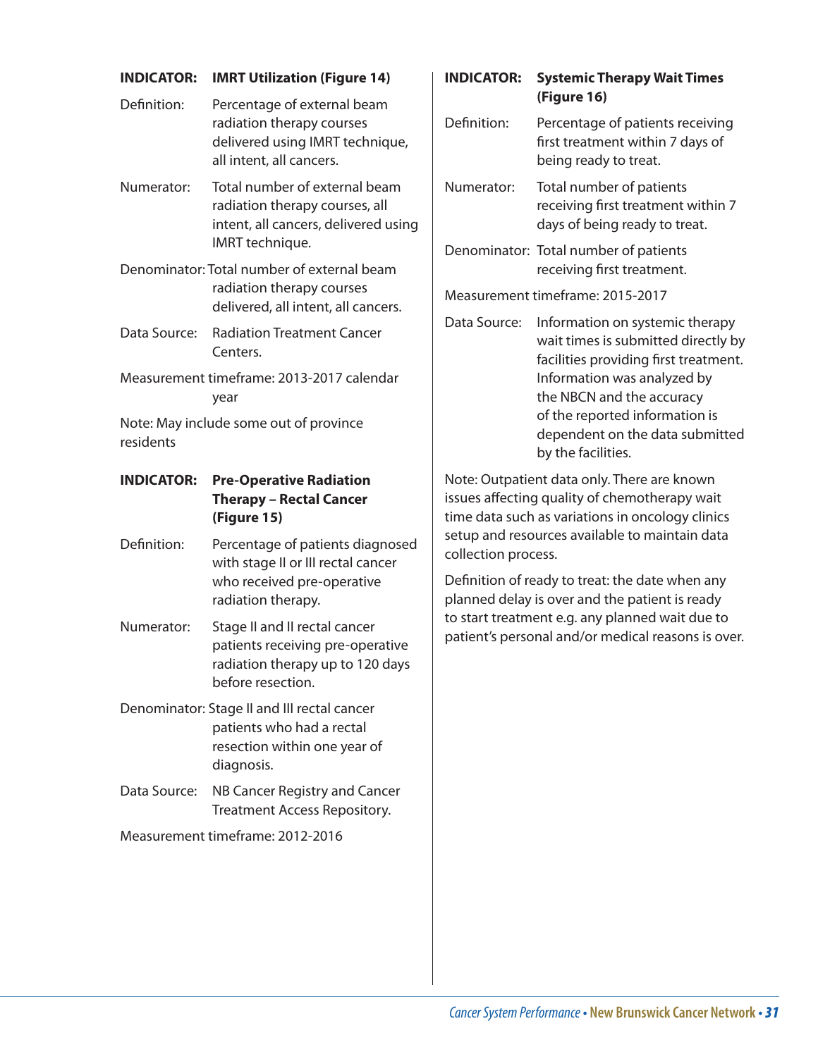**INDICATOR: IMRT Utilization (Figure 14)**

Definition: Percentage of external beam radiation therapy courses delivered using IMRT technique, all intent, all cancers.

Numerator: Total number of external beam radiation therapy courses, all intent, all cancers, delivered using IMRT technique.

Denominator: Total number of external beam radiation therapy courses delivered, all intent, all cancers.

Data Source: Radiation Treatment Cancer Centers.

Measurement timeframe: 2013-2017 calendar year

Note: May include some out of province residents

**INDICATOR: Pre-Operative Radiation Therapy – Rectal Cancer (Figure 15)**

Definition: Percentage of patients diagnosed with stage II or III rectal cancer who received pre-operative radiation therapy.

Numerator: Stage II and III rectal cancer patients receiving pre-operative radiation therapy up to 120 days before resection.

Denominator: Stage II and II rectal cancer patients who had a rectal resection within one year of diagnosis.

Data Source: NB Cancer Registry and Cancer Treatment Access Repository.

Measurement timeframe: 2012-2016

**INDICATOR: Systemic Therapy Wait Times (Figure 16)**

Definition: Percentage of patients receiving first treatment within 7 days of being ready to treat.

Numerator: Total number of patients receiving first treatment within 7 days of being ready to treat.

Denominator: Total number of patients receiving first treatment.

Measurement timeframe: 2015-2017

Data Source: Information on systemic therapy wait times is submitted directly by facilities providing first treatment. Information was analyzed by the NBCN and the accuracy of the reported information is dependent on the data submitted by the facilities.

Note: Outpatient data only. There are known issues affecting quality of chemotherapy wait time data such as variations in oncology clinics setup and resources available to maintain data collection process.

Definition of ready to treat: the date when any planned delay is over and the patient is ready to start treatment e.g. any planned wait due to patient's personal and/or medical reasons is over.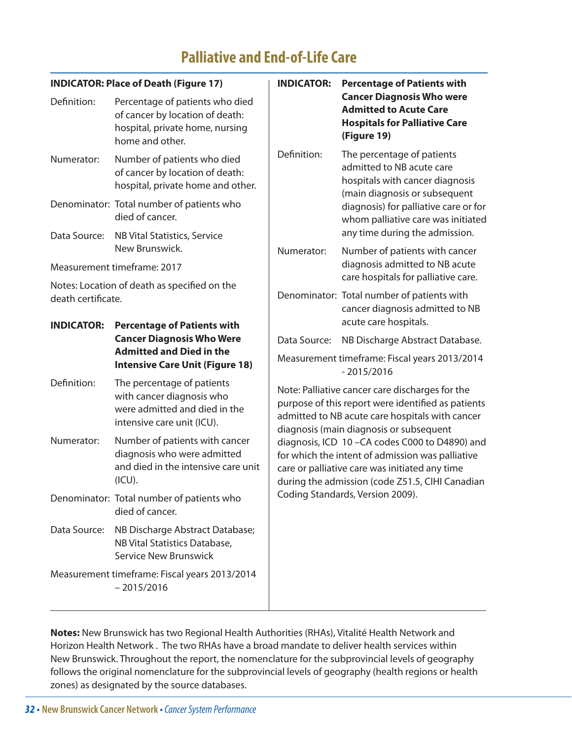# Palliative and End-of-Life Care

**INDICATOR: Place of Death (Figure 17)**

Definition: Percentage of patients who died of cancer by location of death: hospital, private home, nursing home and other.

Numerator: Number of patients who died of cancer by location of death: hospital, private home and other.

Denominator: Total number of patients who died of cancer.

Data Source: NB Vital Statistics, Service New Brunswick.

Measurement timeframe: 2017

Notes: Location of death as specified on the death certificate.

**INDICATOR: Percentage of Patients with Cancer Diagnosis Who Were Admitted and Died in the Intensive Care Unit (Figure 18)**

Definition: The percentage of patients with cancer diagnosis who were admitted and died in the intensive care unit (ICU).

Numerator: Number of patients with cancer diagnosis who were admitted and died in the intensive care unit (ICU).

Denominator: Total number of patients who died of cancer.

Data Source: NB Discharge Abstract Database; NB Vital Statistics Database, Service New Brunswick

Measurement timeframe: Fiscal years 2013/2014 – 2015/2016

**INDICATOR: Percentage of Patients with Cancer Diagnosis Who were Admitted to Acute Care Hospitals for Palliative Care (Figure 19)**

Definition: The percentage of patients admitted to NB acute care hospitals with cancer diagnosis (main diagnosis or subsequent diagnosis) for palliative care or for whom palliative care was initiated any time during the admission.

Numerator: Number of patients with cancer diagnosis admitted to NB acute care hospitals for palliative care.

Denominator: Total number of patients with cancer diagnosis admitted to NB acute care hospitals.

Data Source: NB Discharge Abstract Database.

Measurement timeframe: Fiscal years 2013/2014 - 2015/2016

Note: Palliative cancer care discharges for the purpose of this report were identified as patients admitted to NB acute care hospitals with cancer diagnosis (main diagnosis or subsequent diagnosis, ICD 10 –CA codes C000 to D4890) and for which the intent of admission was palliative care or palliative care was initiated any time during the admission (code Z51.5, CIHI Canadian Coding Standards, Version 2009).

**Notes:** New Brunswick has two Regional Health Authorities (RHAs), Vitalité Health Network and Horizon Health Network . The two RHAs have a broad mandate to deliver health services within New Brunswick. Throughout the report, the nomenclature for the subprovincial levels of geography follows the original nomenclature for the subprovincial levels of geography (health regions or health zones) as designated by the source databases.